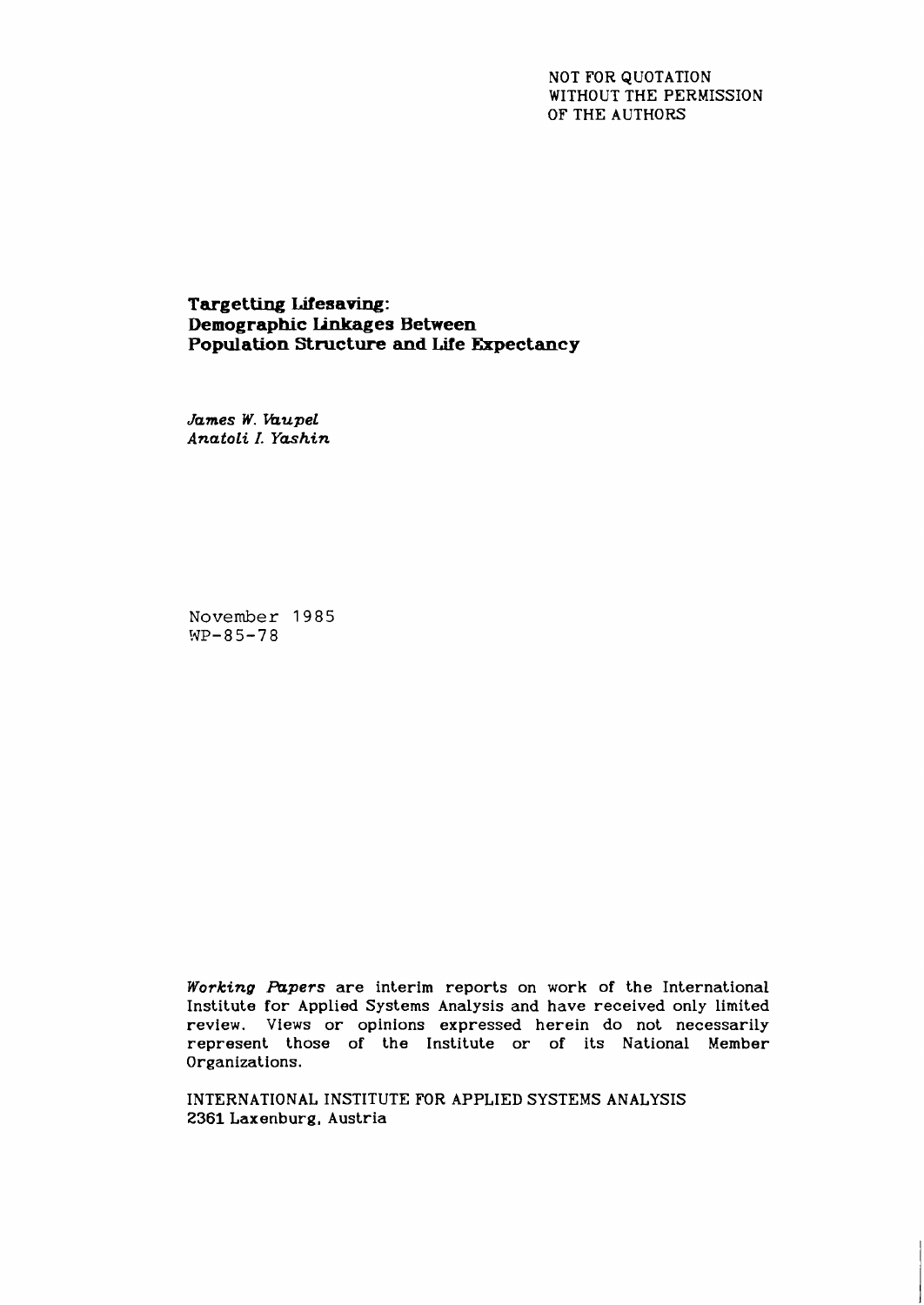NOT FOR QUOTATION
WITHOUT THE PERMISSION
OF THE AUTHORS

# Targetting Lifesaving: Demographic Linkages Between Population Structure and Life Expectancy

*James W. Vaupel*
*Anatoli I. Yashin*

November 1985
WP-85-78

*Working Papers* are interim reports on work of the International Institute for Applied Systems Analysis and have received only limited review. Views or opinions expressed herein do not necessarily represent those of the Institute or of its National Member Organizations.

INTERNATIONAL INSTITUTE FOR APPLIED SYSTEMS ANALYSIS
2361 Laxenburg, Austria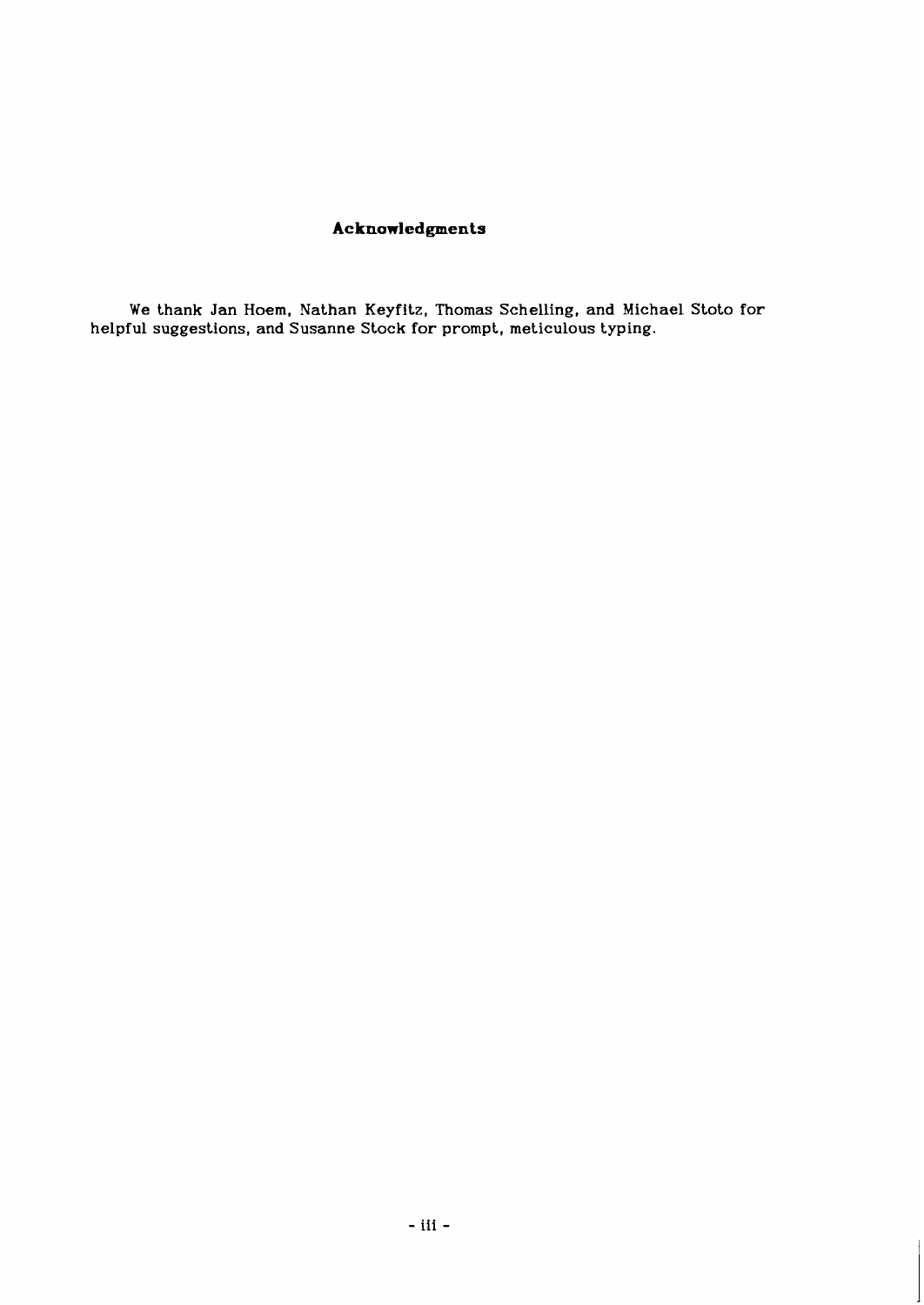## Acknowledgments

We thank Jan Hoem, Nathan Keyfitz, Thomas Schelling, and Michael Stoto for helpful suggestions, and Susanne Stock for prompt, meticulous typing.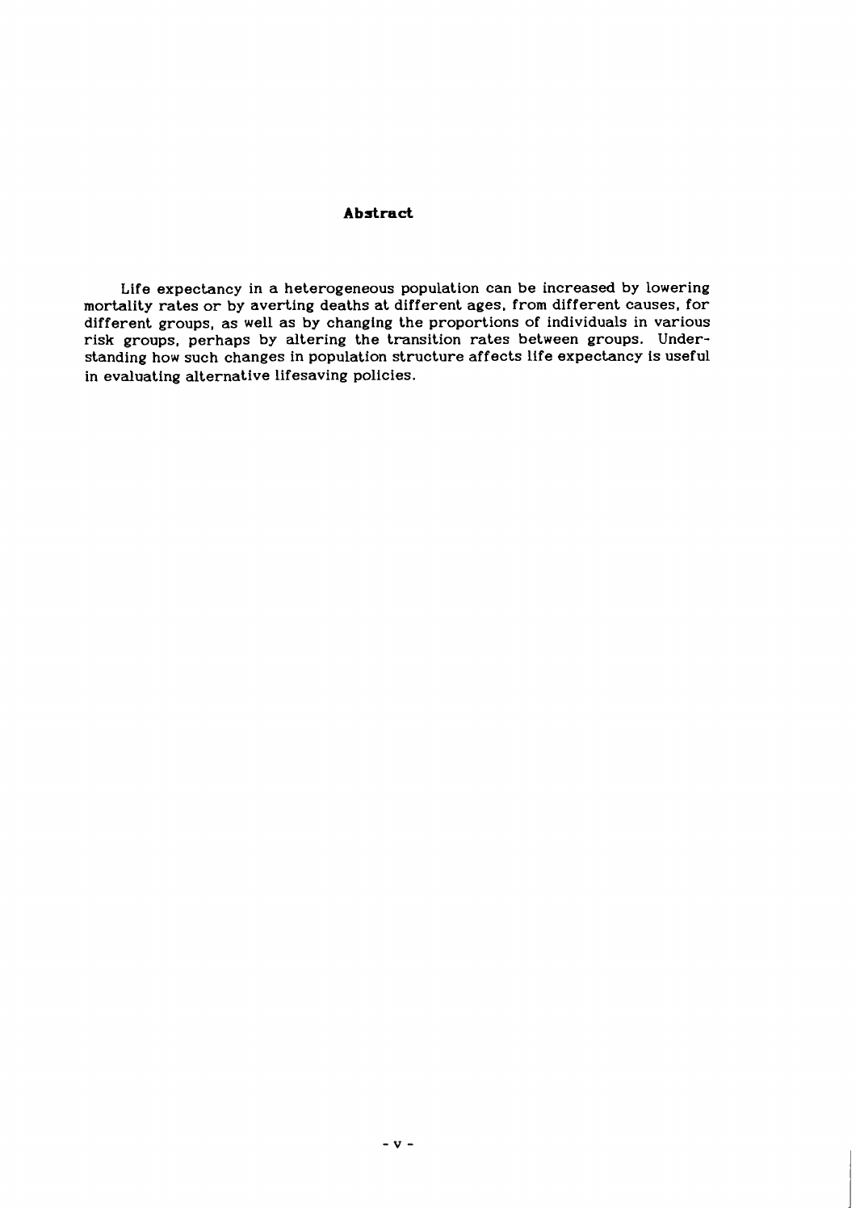## Abstract

Life expectancy in a heterogeneous population can be increased by lowering mortality rates or by averting deaths at different ages, from different causes, for different groups, as well as by changing the proportions of individuals in various risk groups, perhaps by altering the transition rates between groups. Understanding how such changes in population structure affects life expectancy is useful in evaluating alternative lifesaving policies.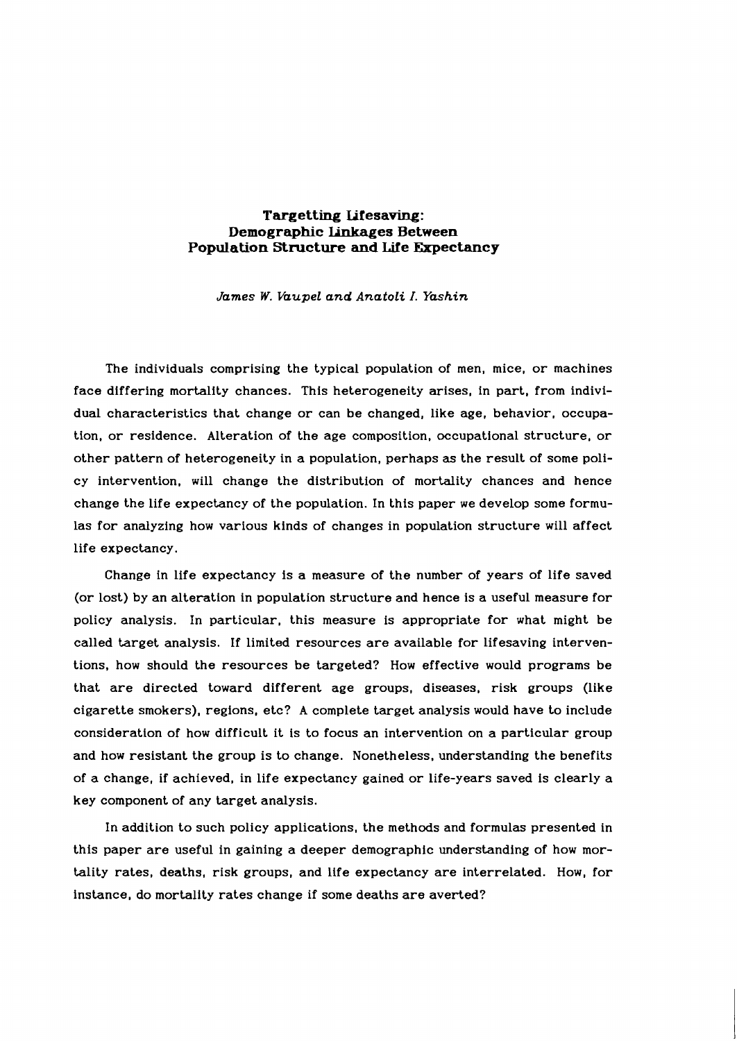# Targetting Lifesaving: Demographic Linkages Between Population Structure and Life Expectancy

*James W. Vaupel and Anatoli I. Yashin*

The individuals comprising the typical population of men, mice, or machines face differing mortality chances. This heterogeneity arises, in part, from individual characteristics that change or can be changed, like age, behavior, occupation, or residence. Alteration of the age composition, occupational structure, or other pattern of heterogeneity in a population, perhaps as the result of some policy intervention, will change the distribution of mortality chances and hence change the life expectancy of the population. In this paper we develop some formulas for analyzing how various kinds of changes in population structure will affect life expectancy.

Change in life expectancy is a measure of the number of years of life saved (or lost) by an alteration in population structure and hence is a useful measure for policy analysis. In particular, this measure is appropriate for what might be called target analysis. If limited resources are available for lifesaving interventions, how should the resources be targeted? How effective would programs be that are directed toward different age groups, diseases, risk groups (like cigarette smokers), regions, etc? A complete target analysis would have to include consideration of how difficult it is to focus an intervention on a particular group and how resistant the group is to change. Nonetheless, understanding the benefits of a change, if achieved, in life expectancy gained or life-years saved is clearly a key component of any target analysis.

In addition to such policy applications, the methods and formulas presented in this paper are useful in gaining a deeper demographic understanding of how mortality rates, deaths, risk groups, and life expectancy are interrelated. How, for instance, do mortality rates change if some deaths are averted?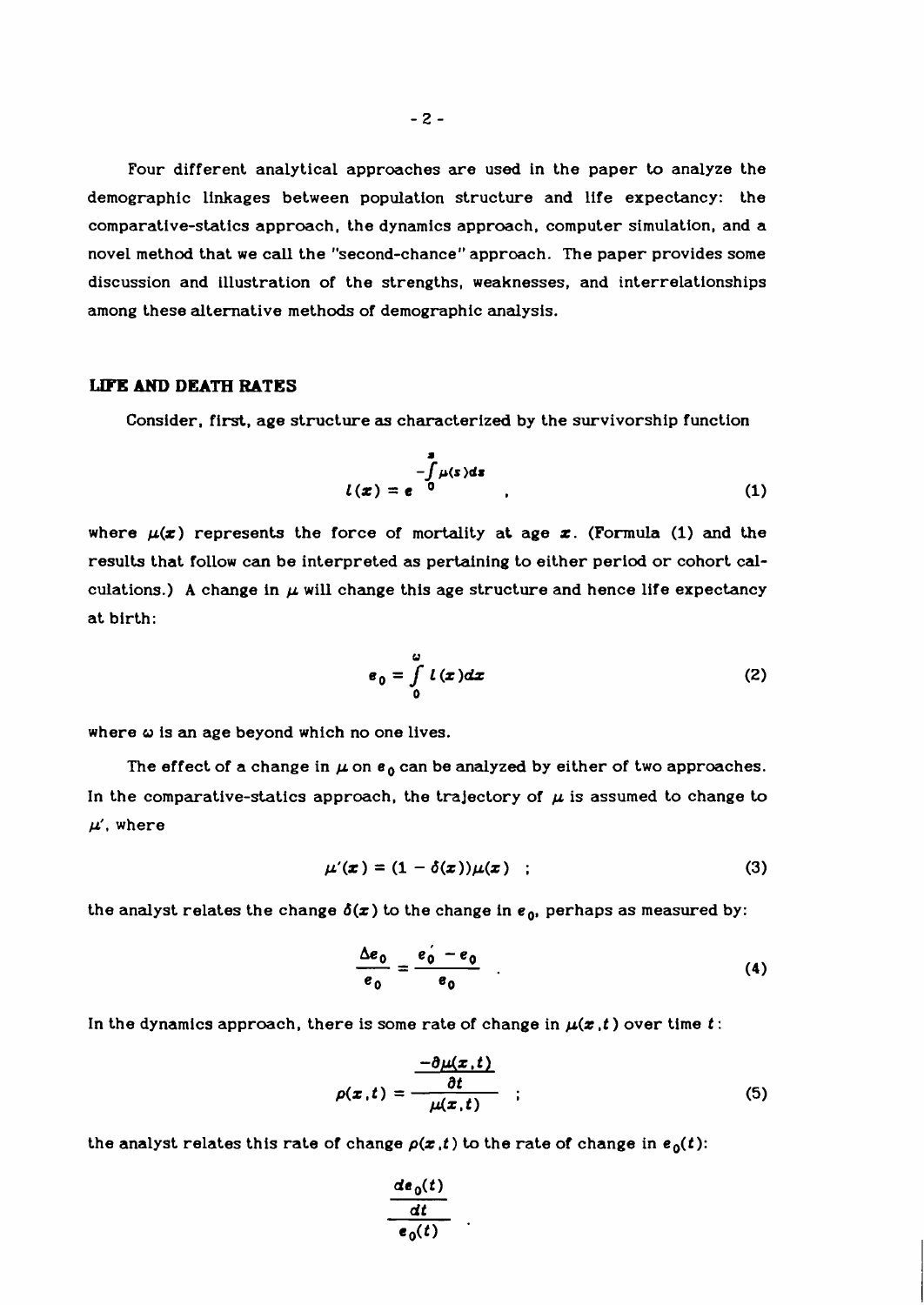Four different analytical approaches are used in the paper to analyze the demographic linkages between population structure and life expectancy: the comparative-statics approach, the dynamics approach, computer simulation, and a novel method that we call the "second-chance" approach. The paper provides some discussion and illustration of the strengths, weaknesses, and interrelationships among these alternative methods of demographic analysis.

## LIFE AND DEATH RATES

Consider, first, age structure as characterized by the survivorship function

$$l(x) = e^{-\int_0^x \mu(s)ds} \quad , \tag{1}$$

where $\mu(x)$ represents the force of mortality at age $x$. (Formula (1) and the results that follow can be interpreted as pertaining to either period or cohort calculations.) A change in $\mu$ will change this age structure and hence life expectancy at birth:

$$e_0 = \int_0^\omega l(x)dx \tag{2}$$

where $\omega$ is an age beyond which no one lives.

The effect of a change in $\mu$ on $e_0$ can be analyzed by either of two approaches. In the comparative-statics approach, the trajectory of $\mu$ is assumed to change to $\mu'$, where

$$\mu'(x) = (1 - \delta(x))\mu(x) \quad ; \tag{3}$$

the analyst relates the change $\delta(x)$ to the change in $e_0$, perhaps as measured by:

$$\frac{\Delta e_0}{e_0} = \frac{e_0' - e_0}{e_0} \quad . \tag{4}$$

In the dynamics approach, there is some rate of change in $\mu(x,t)$ over time $t$:

$$\rho(x,t) = \frac{\frac{-\partial \mu(x,t)}{\partial t}}{\mu(x,t)} \quad ; \tag{5}$$

the analyst relates this rate of change $\rho(x,t)$ to the rate of change in $e_0(t)$:

$$\frac{\frac{de_0(t)}{dt}}{e_0(t)} \quad .$$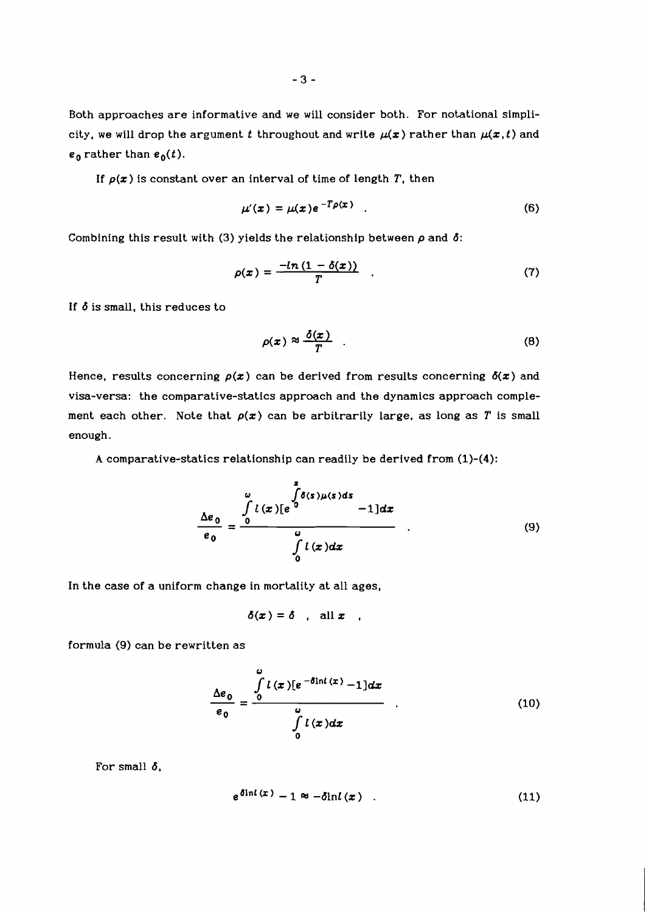Both approaches are informative and we will consider both. For notational simplicity, we will drop the argument $t$ throughout and write $\mu(x)$ rather than $\mu(x,t)$ and $e_0$ rather than $e_0(t)$.

If $\rho(x)$ is constant over an interval of time of length $T$, then

$$\mu'(x) = \mu(x) e^{-T\rho(x)} \quad . \tag{6}$$

Combining this result with (3) yields the relationship between $\rho$ and $\delta$:

$$\rho(x) = \frac{-ln(1 - \delta(x))}{T} \quad . \tag{7}$$

If $\delta$ is small, this reduces to

$$\rho(x) \approx \frac{\delta(x)}{T} \quad . \tag{8}$$

Hence, results concerning $\rho(x)$ can be derived from results concerning $\delta(x)$ and visa-versa: the comparative-statics approach and the dynamics approach complement each other. Note that $\rho(x)$ can be arbitrarily large, as long as $T$ is small enough.

A comparative-statics relationship can readily be derived from (1)-(4):

$$\frac{\Delta e_0}{e_0} = \frac{\int_0^\omega l(x)[e^{\int_0^x \delta(s)\mu(s)ds} - 1]dx}{\int_0^\omega l(x)dx} \quad . \tag{9}$$

In the case of a uniform change in mortality at all ages,

$$\delta(x) = \delta \quad , \quad \text{all } x \quad ,$$

formula (9) can be rewritten as

$$\frac{\Delta e_0}{e_0} = \frac{\int_0^\omega l(x)[e^{-\delta \ln l(x)} - 1]dx}{\int_0^\omega l(x)dx} \quad . \tag{10}$$

For small $\delta$,

$$e^{\delta \ln l(x)} - 1 \approx -\delta \ln l(x) \quad . \tag{11}$$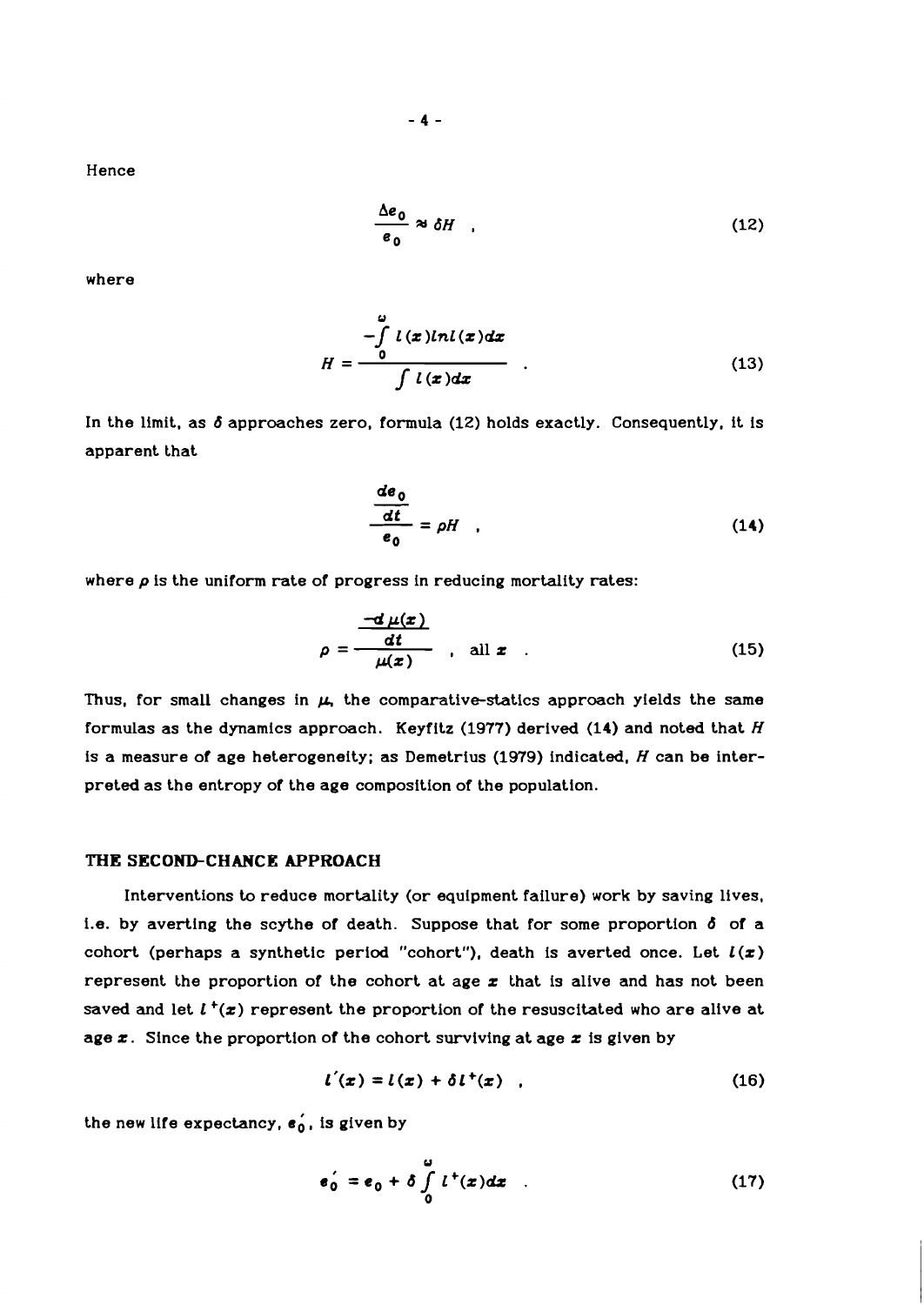Hence

$$\frac{\Delta e_0}{e_0} \approx \delta H \quad , \tag{12}$$

where

$$H = \frac{-\int_0^{\omega} l(x) \ln l(x) dx}{\int l(x) dx} \quad . \tag{13}$$

In the limit, as $\delta$ approaches zero, formula (12) holds exactly. Consequently, it is apparent that

$$\frac{\frac{de_0}{dt}}{e_0} = \rho H \quad , \tag{14}$$

where $\rho$ is the uniform rate of progress in reducing mortality rates:

$$\rho = \frac{\frac{-d\mu(x)}{dt}}{\mu(x)} \quad , \quad \text{all } x \quad . \tag{15}$$

Thus, for small changes in $\mu$, the comparative-statics approach yields the same formulas as the dynamics approach. Keyfitz (1977) derived (14) and noted that $H$ is a measure of age heterogeneity; as Demetrius (1979) indicated, $H$ can be interpreted as the entropy of the age composition of the population.

## THE SECOND-CHANCE APPROACH

Interventions to reduce mortality (or equipment failure) work by saving lives, i.e. by averting the scythe of death. Suppose that for some proportion $\delta$ of a cohort (perhaps a synthetic period "cohort"), death is averted once. Let $l(x)$ represent the proportion of the cohort at age $x$ that is alive and has not been saved and let $l^+(x)$ represent the proportion of the resuscitated who are alive at age $x$. Since the proportion of the cohort surviving at age $x$ is given by

$$l'(x) = l(x) + \delta l^+(x) \quad , \tag{16}$$

the new life expectancy, $e_0'$, is given by

$$e_0' = e_0 + \delta \int_0^{\omega} l^+(x) dx \quad . \tag{17}$$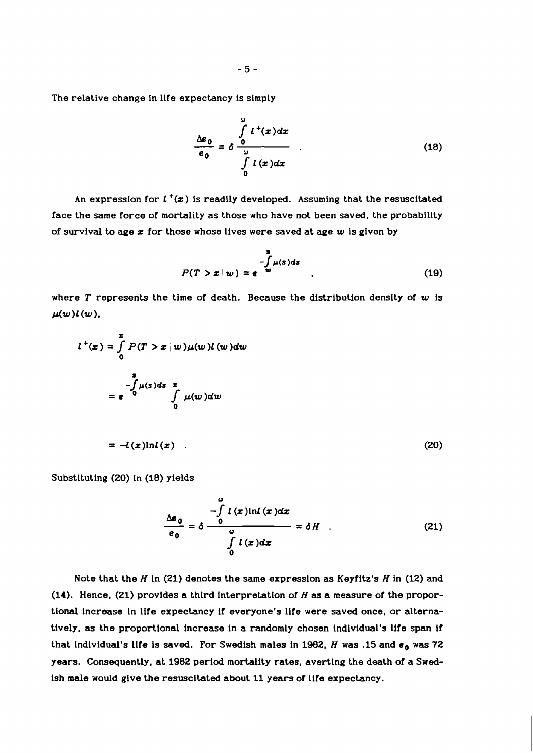The relative change in life expectancy is simply

$$\frac{\Delta e_0}{e_0} = \delta \frac{\int_0^\omega l^+(x)dx}{\int_0^\omega l(x)dx} \quad . \tag{18}$$

An expression for $l^+(x)$ is readily developed. Assuming that the resuscitated face the same force of mortality as those who have not been saved, the probability of survival to age $x$ for those whose lives were saved at age $w$ is given by

$$P(T > x \mid w) = e^{-\int_w^x \mu(s)ds} \quad , \tag{19}$$

where $T$ represents the time of death. Because the distribution density of $w$ is $\mu(w)l(w)$,

$$\begin{aligned} l^+(x) &= \int_0^x P(T > x \mid w)\mu(w)l(w)dw \\ &= e^{-\int_0^x \mu(s)ds} \int_0^x \mu(w)dw \\ &= -l(x)\ln l(x) \quad . \end{aligned} \tag{20}$$

Substituting (20) in (18) yields

$$\frac{\Delta e_0}{e_0} = \delta \frac{-\int_0^\omega l(x)\ln l(x)dx}{\int_0^\omega l(x)dx} = \delta H \quad . \tag{21}$$

Note that the $H$ in (21) denotes the same expression as Keyfitz's $H$ in (12) and (14). Hence, (21) provides a third interpretation of $H$ as a measure of the proportional increase in life expectancy if everyone's life were saved once, or alternatively, as the proportional increase in a randomly chosen individual's life span if that individual's life is saved. For Swedish males in 1982, $H$ was .15 and $e_0$ was 72 years. Consequently, at 1982 period mortality rates, averting the death of a Swedish male would give the resuscitated about 11 years of life expectancy.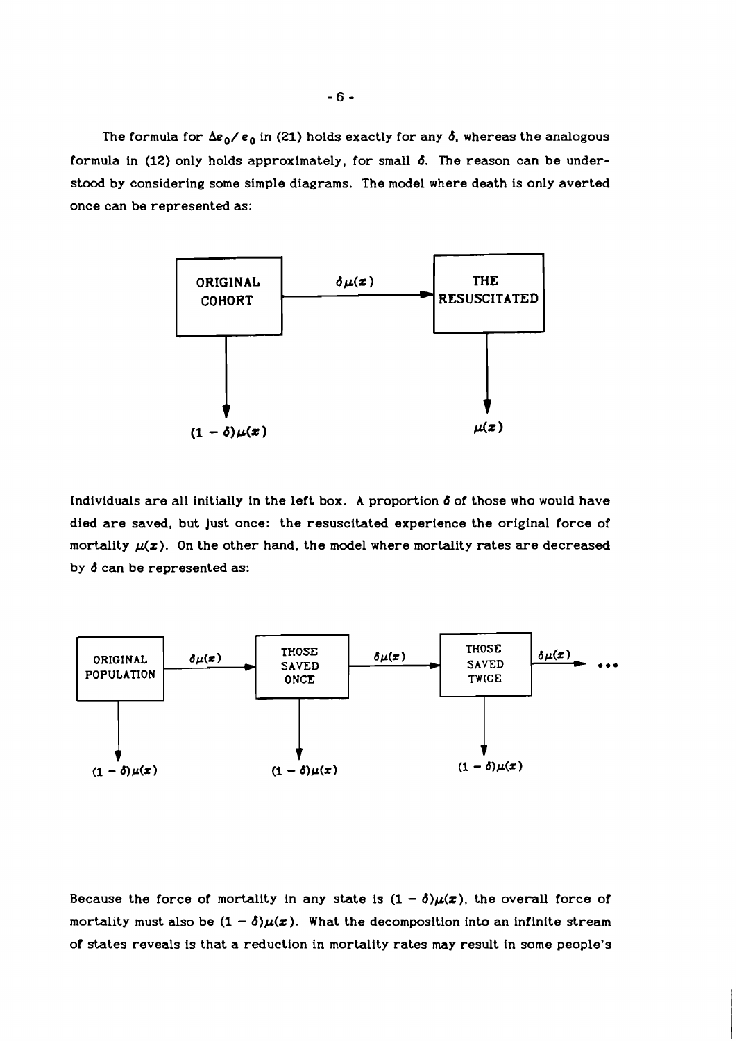The formula for $\Delta e_0 / e_0$ in (21) holds exactly for any $\delta$, whereas the analogous formula in (12) only holds approximately, for small $\delta$. The reason can be understood by considering some simple diagrams. The model where death is only averted once can be represented as:

ORIGINAL COHORT —$\delta\mu(x)$→ THE RESUSCITATED

ORIGINAL COHORT ↓ $(1 - \delta)\mu(x)$ THE RESUSCITATED ↓ $\mu(x)$

Individuals are all initially in the left box. A proportion $\delta$ of those who would have died are saved, but just once: the resuscitated experience the original force of mortality $\mu(x)$. On the other hand, the model where mortality rates are decreased by $\delta$ can be represented as:

ORIGINAL POPULATION —$\delta\mu(x)$→ THOSE SAVED ONCE —$\delta\mu(x)$→ THOSE SAVED TWICE —$\delta\mu(x)$→ ...

ORIGINAL POPULATION ↓ $(1 - \delta)\mu(x)$ THOSE SAVED ONCE ↓ $(1 - \delta)\mu(x)$ THOSE SAVED TWICE ↓ $(1 - \delta)\mu(x)$

Because the force of mortality in any state is $(1 - \delta)\mu(x)$, the overall force of mortality must also be $(1 - \delta)\mu(x)$. What the decomposition into an infinite stream of states reveals is that a reduction in mortality rates may result in some people's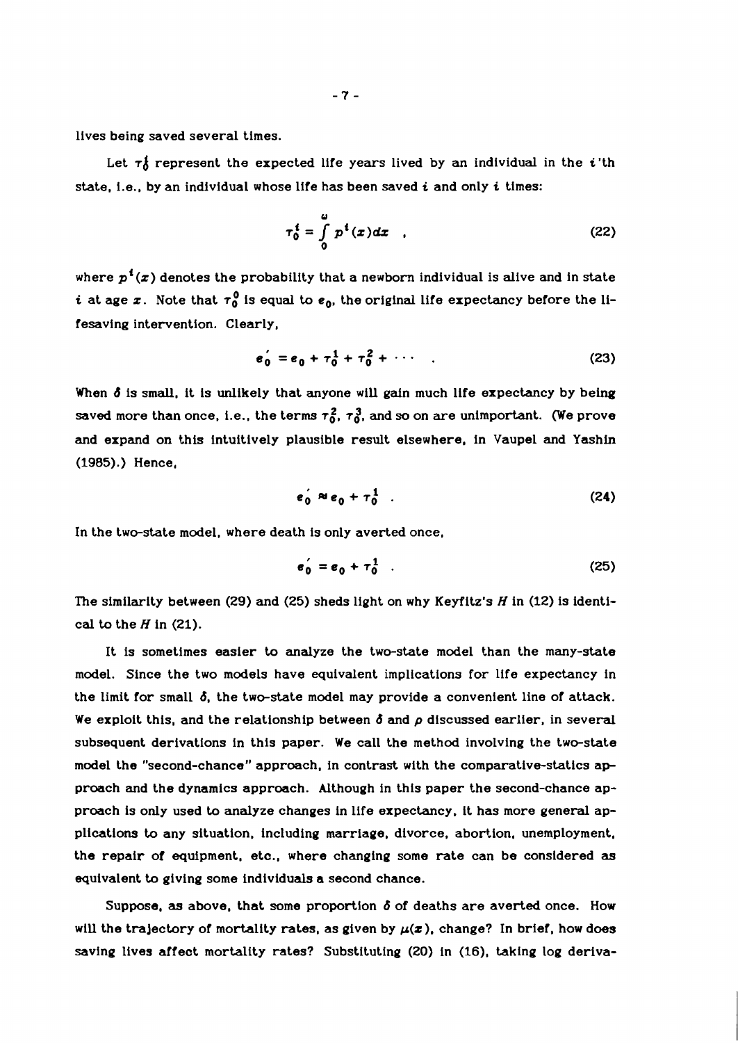lives being saved several times.

Let $\tau_0^i$ represent the expected life years lived by an individual in the $i$'th state, i.e., by an individual whose life has been saved $i$ and only $i$ times:

$$\tau_0^i = \int_0^\omega p^i(x)dx \quad , \tag{22}$$

where $p^i(x)$ denotes the probability that a newborn individual is alive and in state $i$ at age $x$. Note that $\tau_0^0$ is equal to $e_0$, the original life expectancy before the lifesaving intervention. Clearly,

$$e_0' = e_0 + \tau_0^1 + \tau_0^2 + \cdots \quad . \tag{23}$$

When $\delta$ is small, it is unlikely that anyone will gain much life expectancy by being saved more than once, i.e., the terms $\tau_0^2$, $\tau_0^3$, and so on are unimportant. (We prove and expand on this intuitively plausible result elsewhere, in Vaupel and Yashin (1985).) Hence,

$$e_0' \approx e_0 + \tau_0^1 \quad . \tag{24}$$

In the two-state model, where death is only averted once,

$$e_0' = e_0 + \tau_0^1 \quad . \tag{25}$$

The similarity between (29) and (25) sheds light on why Keyfitz's $H$ in (12) is identical to the $H$ in (21).

It is sometimes easier to analyze the two-state model than the many-state model. Since the two models have equivalent implications for life expectancy in the limit for small $\delta$, the two-state model may provide a convenient line of attack. We exploit this, and the relationship between $\delta$ and $\rho$ discussed earlier, in several subsequent derivations in this paper. We call the method involving the two-state model the "second-chance" approach, in contrast with the comparative-statics approach and the dynamics approach. Although in this paper the second-chance approach is only used to analyze changes in life expectancy, it has more general applications to any situation, including marriage, divorce, abortion, unemployment, the repair of equipment, etc., where changing some rate can be considered as equivalent to giving some individuals a second chance.

Suppose, as above, that some proportion $\delta$ of deaths are averted once. How will the trajectory of mortality rates, as given by $\mu(x)$, change? In brief, how does saving lives affect mortality rates? Substituting (20) in (16), taking log deriva-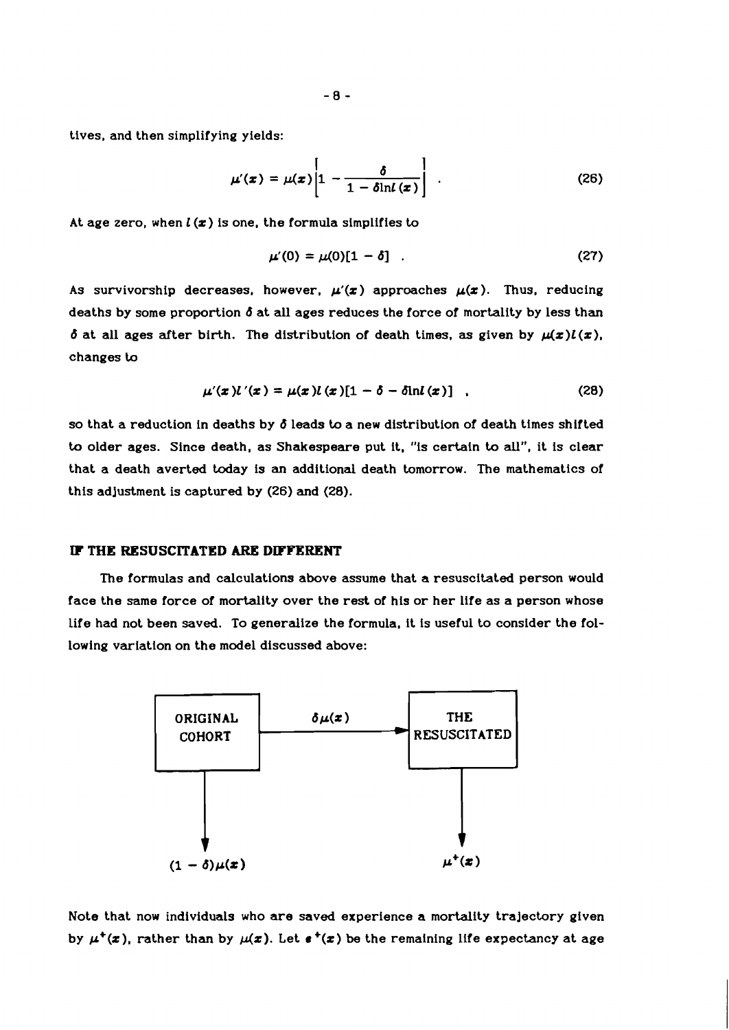tives, and then simplifying yields:

$$\mu'(x) = \mu(x)\left[1 - \frac{\delta}{1 - \delta \ln l(x)}\right] . \tag{26}$$

At age zero, when $l(x)$ is one, the formula simplifies to

$$\mu'(0) = \mu(0)[1 - \delta] . \tag{27}$$

As survivorship decreases, however, $\mu'(x)$ approaches $\mu(x)$. Thus, reducing deaths by some proportion $\delta$ at all ages reduces the force of mortality by less than $\delta$ at all ages after birth. The distribution of death times, as given by $\mu(x)l(x)$, changes to

$$\mu'(x)l'(x) = \mu(x)l(x)[1 - \delta - \delta \ln l(x)] , \tag{28}$$

so that a reduction in deaths by $\delta$ leads to a new distribution of death times shifted to older ages. Since death, as Shakespeare put it, "is certain to all", it is clear that a death averted today is an additional death tomorrow. The mathematics of this adjustment is captured by (26) and (28).

## IF THE RESUSCITATED ARE DIFFERENT

The formulas and calculations above assume that a resuscitated person would face the same force of mortality over the rest of his or her life as a person whose life had not been saved. To generalize the formula, it is useful to consider the following variation on the model discussed above:

ORIGINAL COHORT —— $\delta\mu(x)$ ——> THE RESUSCITATED

ORIGINAL COHORT ↓ $(1 - \delta)\mu(x)$

THE RESUSCITATED ↓ $\mu^{+}(x)$

Note that now individuals who are saved experience a mortality trajectory given by $\mu^{+}(x)$, rather than by $\mu(x)$. Let $e^{+}(x)$ be the remaining life expectancy at age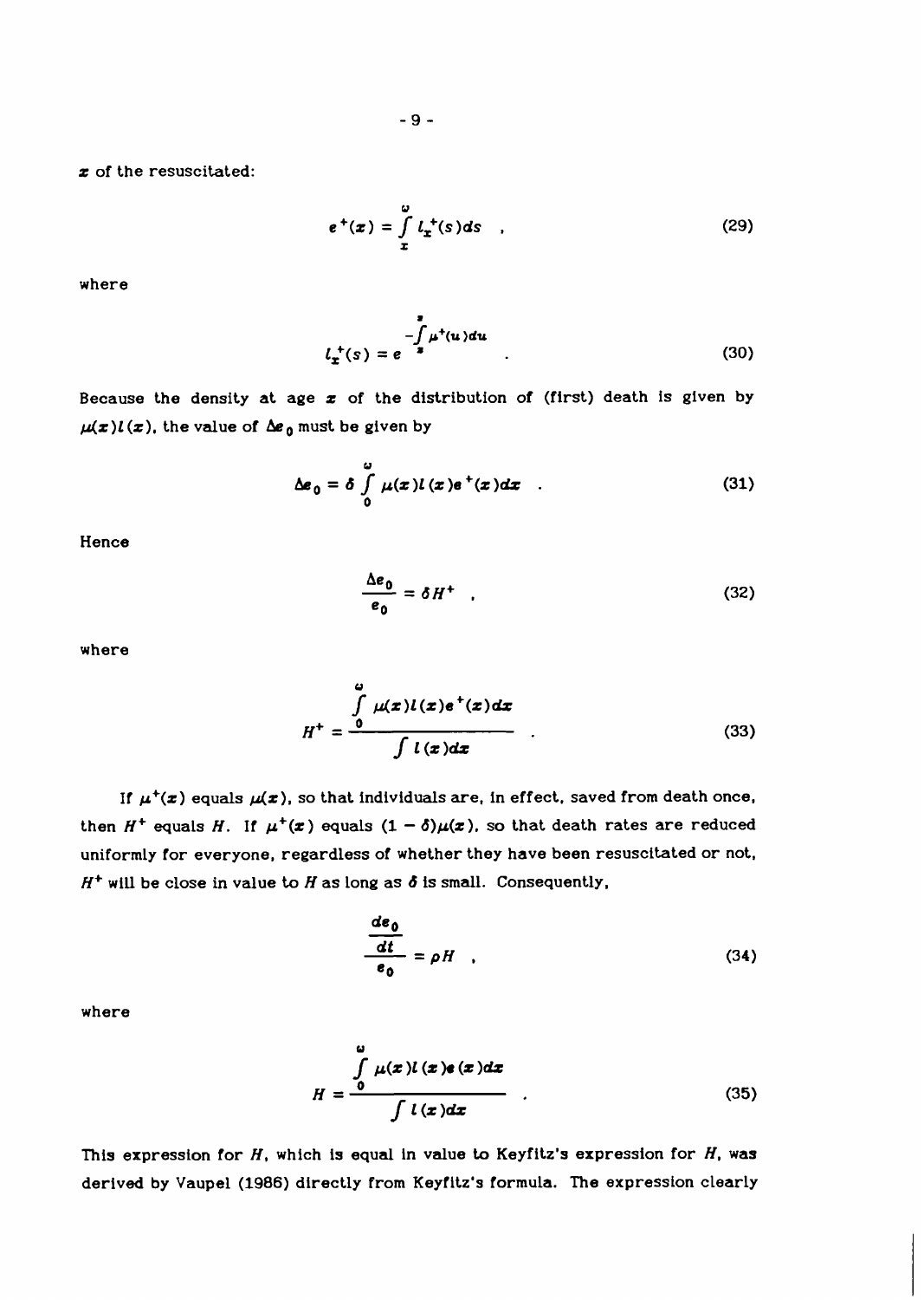$x$ of the resuscitated:

$$e^+(x) = \int_x^{\omega} l_x^+(s)ds \quad , \tag{29}$$

where

$$l_x^+(s) = e^{-\int_x^s \mu^+(u)du} \quad . \tag{30}$$

Because the density at age $x$ of the distribution of (first) death is given by $\mu(x)l(x)$, the value of $\Delta e_0$ must be given by

$$\Delta e_0 = \delta \int_0^{\omega} \mu(x)l(x)e^+(x)dx \quad . \tag{31}$$

Hence

$$\frac{\Delta e_0}{e_0} = \delta H^+ \quad , \tag{32}$$

where

$$H^+ = \frac{\int_0^{\omega} \mu(x)l(x)e^+(x)dx}{\int l(x)dx} \quad . \tag{33}$$

If $\mu^+(x)$ equals $\mu(x)$, so that individuals are, in effect, saved from death once, then $H^+$ equals $H$. If $\mu^+(x)$ equals $(1-\delta)\mu(x)$, so that death rates are reduced uniformly for everyone, regardless of whether they have been resuscitated or not, $H^+$ will be close in value to $H$ as long as $\delta$ is small. Consequently,

$$\frac{\frac{de_0}{dt}}{e_0} = \rho H \quad , \tag{34}$$

where

$$H = \frac{\int_0^{\omega} \mu(x)l(x)e(x)dx}{\int l(x)dx} \quad . \tag{35}$$

This expression for $H$, which is equal in value to Keyfitz's expression for $H$, was derived by Vaupel (1986) directly from Keyfitz's formula. The expression clearly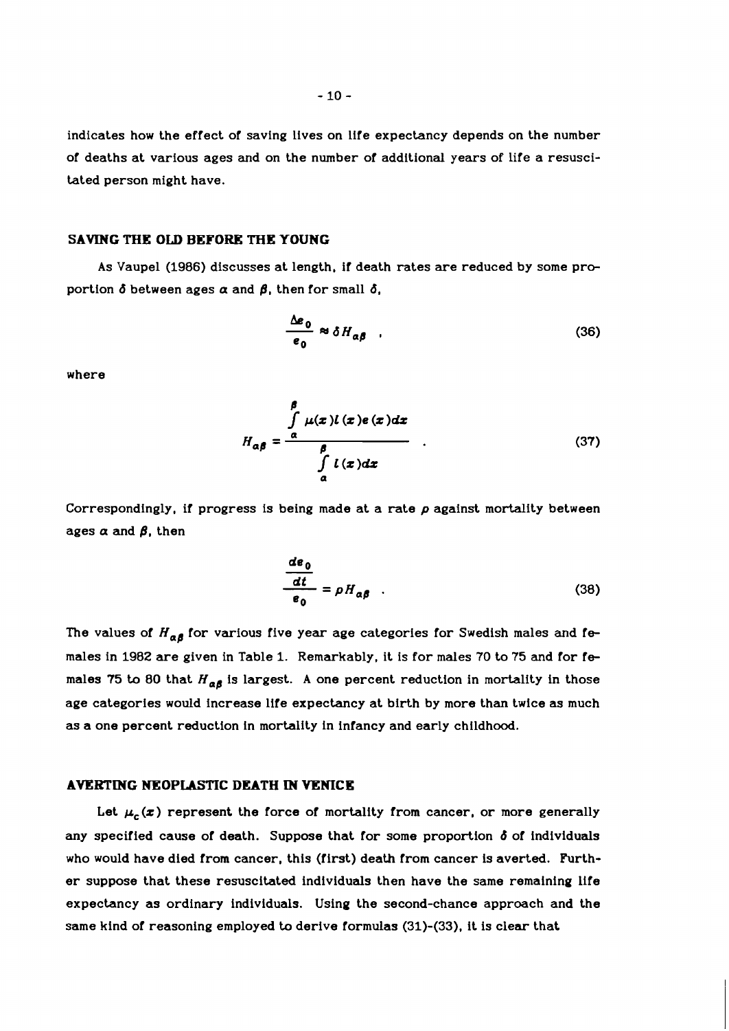indicates how the effect of saving lives on life expectancy depends on the number of deaths at various ages and on the number of additional years of life a resuscitated person might have.

## SAVING THE OLD BEFORE THE YOUNG

As Vaupel (1986) discusses at length, if death rates are reduced by some proportion $\delta$ between ages $\alpha$ and $\beta$, then for small $\delta$,

$$\frac{\Delta e_0}{e_0} \approx \delta H_{\alpha\beta} \quad , \tag{36}$$

where

$$H_{\alpha\beta} = \frac{\int\limits_{\alpha}^{\beta} \mu(x) l(x) e(x) dx}{\int\limits_{\alpha}^{\beta} l(x) dx} \quad . \tag{37}$$

Correspondingly, if progress is being made at a rate $\rho$ against mortality between ages $\alpha$ and $\beta$, then

$$\frac{\frac{de_0}{dt}}{e_0} = \rho H_{\alpha\beta} \quad . \tag{38}$$

The values of $H_{\alpha\beta}$ for various five year age categories for Swedish males and females in 1982 are given in Table 1. Remarkably, it is for males 70 to 75 and for females 75 to 80 that $H_{\alpha\beta}$ is largest. A one percent reduction in mortality in those age categories would increase life expectancy at birth by more than twice as much as a one percent reduction in mortality in infancy and early childhood.

## AVERTING NEOPLASTIC DEATH IN VENICE

Let $\mu_c(x)$ represent the force of mortality from cancer, or more generally any specified cause of death. Suppose that for some proportion $\delta$ of individuals who would have died from cancer, this (first) death from cancer is averted. Further suppose that these resuscitated individuals then have the same remaining life expectancy as ordinary individuals. Using the second-chance approach and the same kind of reasoning employed to derive formulas (31)-(33), it is clear that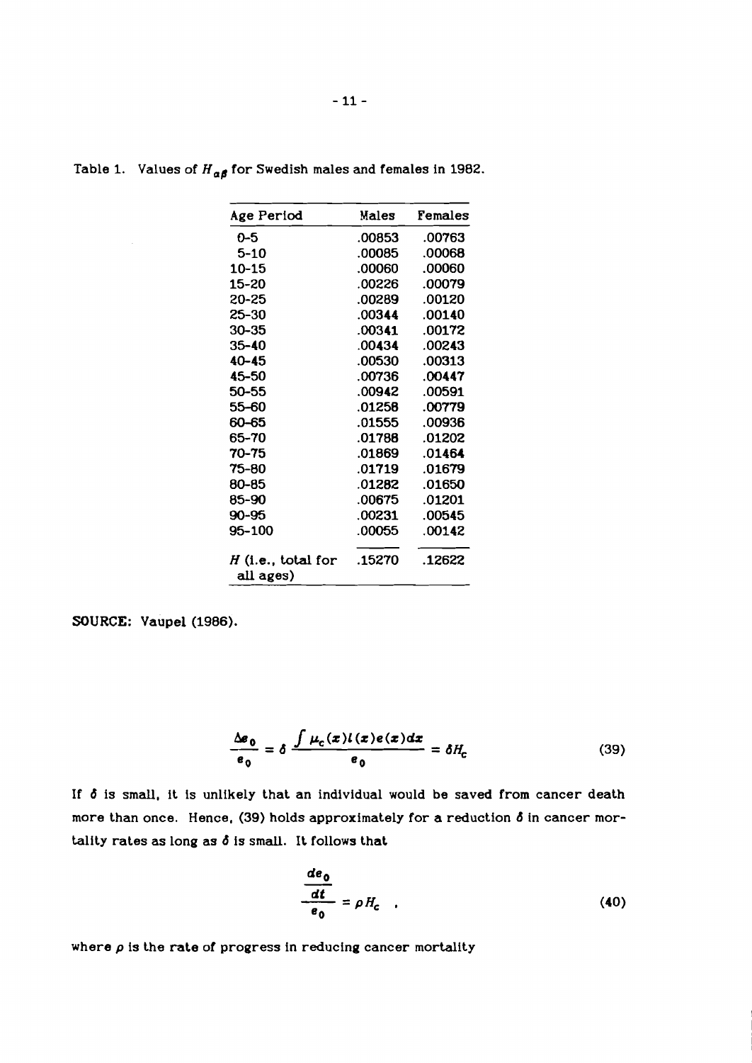Table 1. Values of $H_{\alpha\beta}$ for Swedish males and females in 1982.

| Age Period | Males | Females |
|---|---|---|
| 0-5 | .00853 | .00763 |
| 5-10 | .00085 | .00068 |
| 10-15 | .00060 | .00060 |
| 15-20 | .00226 | .00079 |
| 20-25 | .00289 | .00120 |
| 25-30 | .00344 | .00140 |
| 30-35 | .00341 | .00172 |
| 35-40 | .00434 | .00243 |
| 40-45 | .00530 | .00313 |
| 45-50 | .00736 | .00447 |
| 50-55 | .00942 | .00591 |
| 55-60 | .01258 | .00779 |
| 60-65 | .01555 | .00936 |
| 65-70 | .01788 | .01202 |
| 70-75 | .01869 | .01464 |
| 75-80 | .01719 | .01679 |
| 80-85 | .01282 | .01650 |
| 85-90 | .00675 | .01201 |
| 90-95 | .00231 | .00545 |
| 95-100 | .00055 | .00142 |
| $H$ (i.e., total for all ages) | .15270 | .12622 |

**SOURCE:** Vaupel (1986).

$$\frac{\Delta e_0}{e_0} = \delta \frac{\int \mu_c(x) l(x) e(x) dx}{e_0} = \delta H_c \tag{39}$$

If $\delta$ is small, it is unlikely that an individual would be saved from cancer death more than once. Hence, (39) holds approximately for a reduction $\delta$ in cancer mortality rates as long as $\delta$ is small. It follows that

$$\frac{\frac{de_0}{dt}}{e_0} = \rho H_c \quad , \tag{40}$$

where $\rho$ is the rate of progress in reducing cancer mortality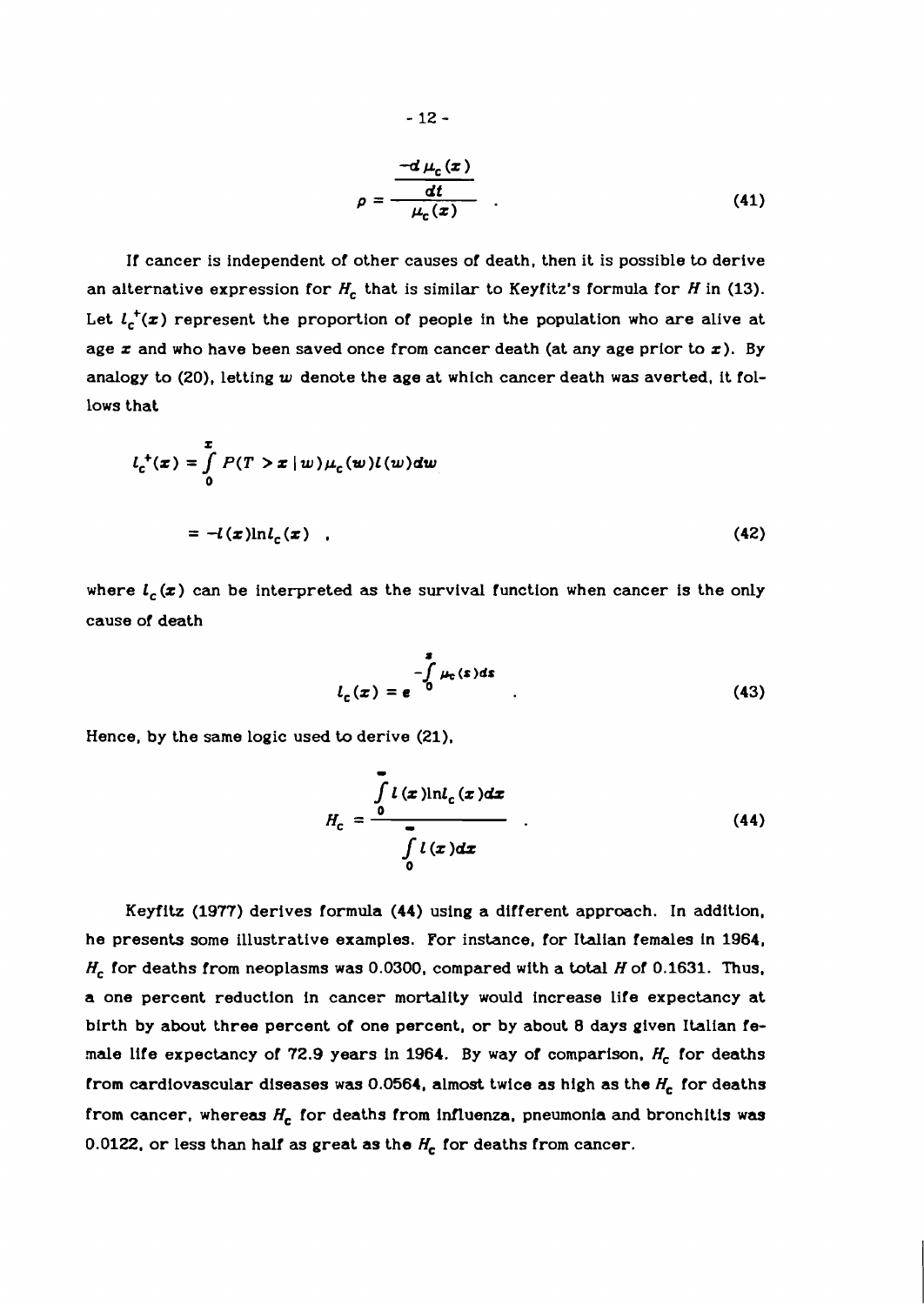$$\rho = \frac{\frac{-d\,\mu_c(x)}{dt}}{\mu_c(x)} \quad . \tag{41}$$

If cancer is independent of other causes of death, then it is possible to derive an alternative expression for $H_c$ that is similar to Keyfitz's formula for $H$ in (13). Let $l_c^+(x)$ represent the proportion of people in the population who are alive at age $x$ and who have been saved once from cancer death (at any age prior to $x$). By analogy to (20), letting $w$ denote the age at which cancer death was averted, it follows that

$$l_c^+(x) = \int_0^x P(T > x \mid w)\mu_c(w)l(w)dw$$

$$= -l(x)\ln l_c(x) \quad , \tag{42}$$

where $l_c(x)$ can be interpreted as the survival function when cancer is the only cause of death

$$l_c(x) = e^{-\int_0^x \mu_c(s)ds} \quad . \tag{43}$$

Hence, by the same logic used to derive (21),

$$H_c = \frac{\int_0^\infty l(x)\ln l_c(x)dx}{\int_0^\infty l(x)dx} \quad . \tag{44}$$

Keyfitz (1977) derives formula (44) using a different approach. In addition, he presents some illustrative examples. For instance, for Italian females in 1964, $H_c$ for deaths from neoplasms was 0.0300, compared with a total $H$ of 0.1631. Thus, a one percent reduction in cancer mortality would increase life expectancy at birth by about three percent of one percent, or by about 8 days given Italian female life expectancy of 72.9 years in 1964. By way of comparison, $H_c$ for deaths from cardiovascular diseases was 0.0564, almost twice as high as the $H_c$ for deaths from cancer, whereas $H_c$ for deaths from influenza, pneumonia and bronchitis was 0.0122, or less than half as great as the $H_c$ for deaths from cancer.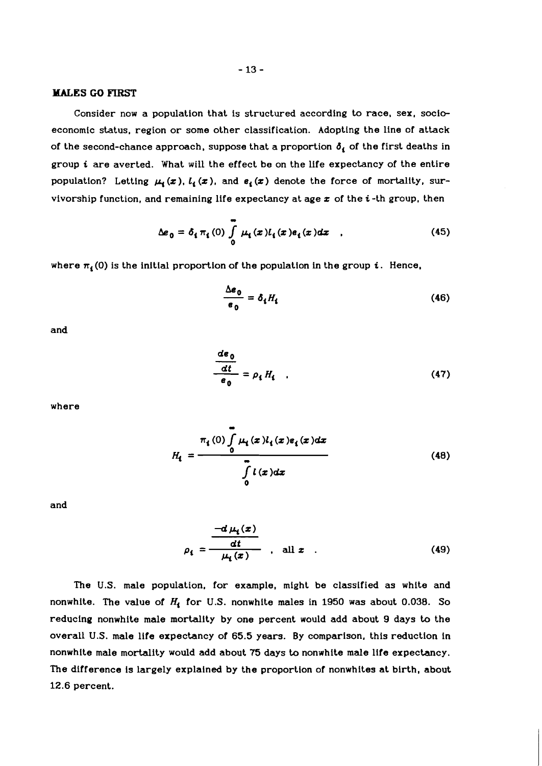## MALES GO FIRST

Consider now a population that is structured according to race, sex, socioeconomic status, region or some other classification. Adopting the line of attack of the second-chance approach, suppose that a proportion $\delta_i$ of the first deaths in group $i$ are averted. What will the effect be on the life expectancy of the entire population? Letting $\mu_i(x)$, $l_i(x)$, and $e_i(x)$ denote the force of mortality, survivorship function, and remaining life expectancy at age $x$ of the $i$-th group, then

$$\Delta e_0 = \delta_i \pi_i(0) \int_0^\infty \mu_i(x) l_i(x) e_i(x) dx \quad , \tag{45}$$

where $\pi_i(0)$ is the initial proportion of the population in the group $i$. Hence,

$$\frac{\Delta e_0}{e_0} = \delta_i H_i \tag{46}$$

and

$$\frac{\frac{de_0}{dt}}{e_0} = \rho_i H_i \quad , \tag{47}$$

where

$$H_i = \frac{\pi_i(0) \int_0^\infty \mu_i(x) l_i(x) e_i(x) dx}{\int_0^\infty l(x) dx} \tag{48}$$

and

$$\rho_i = \frac{\frac{-d \mu_i(x)}{dt}}{\mu_i(x)} \quad , \quad \text{all } x \quad . \tag{49}$$

The U.S. male population, for example, might be classified as white and nonwhite. The value of $H_i$ for U.S. nonwhite males in 1950 was about 0.038. So reducing nonwhite male mortality by one percent would add about 9 days to the overall U.S. male life expectancy of 65.5 years. By comparison, this reduction in nonwhite male mortality would add about 75 days to nonwhite male life expectancy. The difference is largely explained by the proportion of nonwhites at birth, about 12.6 percent.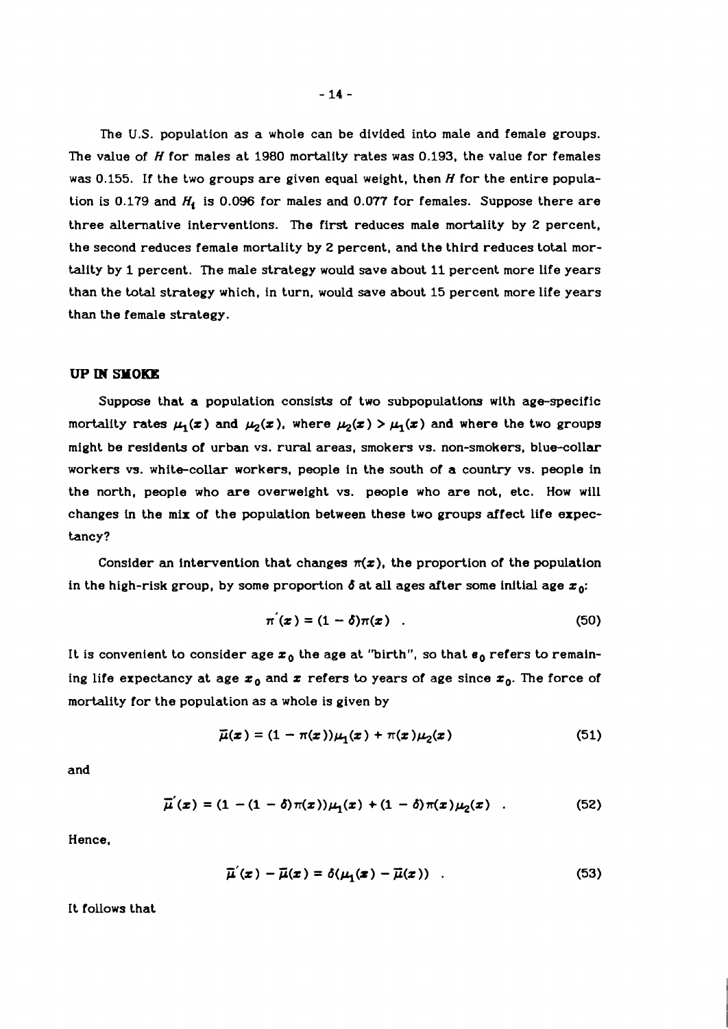The U.S. population as a whole can be divided into male and female groups. The value of $H$ for males at 1980 mortality rates was 0.193, the value for females was 0.155. If the two groups are given equal weight, then $H$ for the entire population is 0.179 and $H_i$ is 0.096 for males and 0.077 for females. Suppose there are three alternative interventions. The first reduces male mortality by 2 percent, the second reduces female mortality by 2 percent, and the third reduces total mortality by 1 percent. The male strategy would save about 11 percent more life years than the total strategy which, in turn, would save about 15 percent more life years than the female strategy.

## UP IN SMOKE

Suppose that a population consists of two subpopulations with age-specific mortality rates $\mu_1(x)$ and $\mu_2(x)$, where $\mu_2(x) > \mu_1(x)$ and where the two groups might be residents of urban vs. rural areas, smokers vs. non-smokers, blue-collar workers vs. white-collar workers, people in the south of a country vs. people in the north, people who are overweight vs. people who are not, etc. How will changes in the mix of the population between these two groups affect life expectancy?

Consider an intervention that changes $\pi(x)$, the proportion of the population in the high-risk group, by some proportion $\delta$ at all ages after some initial age $x_0$:

$$\pi'(x) = (1 - \delta)\pi(x) \quad . \tag{50}$$

It is convenient to consider age $x_0$ the age at "birth", so that $e_0$ refers to remaining life expectancy at age $x_0$ and $x$ refers to years of age since $x_0$. The force of mortality for the population as a whole is given by

$$\bar{\mu}(x) = (1 - \pi(x))\mu_1(x) + \pi(x)\mu_2(x) \tag{51}$$

and

$$\bar{\mu}'(x) = (1 - (1 - \delta)\pi(x))\mu_1(x) + (1 - \delta)\pi(x)\mu_2(x) \quad . \tag{52}$$

Hence,

$$\bar{\mu}'(x) - \bar{\mu}(x) = \delta(\mu_1(x) - \bar{\mu}(x)) \quad . \tag{53}$$

It follows that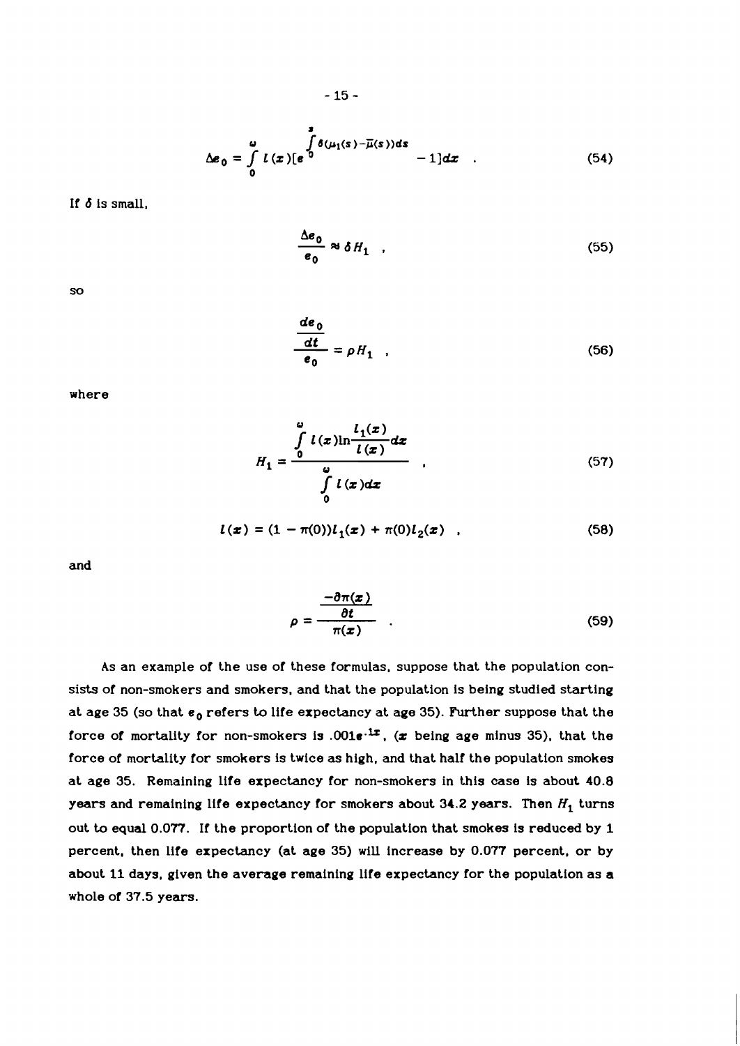$$\Delta e_0 = \int_0^\omega l(x)[e^{\int_0^x \delta(\mu_1(s) - \bar{\mu}(s))ds} - 1]dx \quad . \tag{54}$$

If $\delta$ is small,

$$\frac{\Delta e_0}{e_0} \approx \delta H_1 \quad , \tag{55}$$

so

$$\frac{\frac{de_0}{dt}}{e_0} = \rho H_1 \quad , \tag{56}$$

where

$$H_1 = \frac{\int_0^\omega l(x) \ln \frac{l_1(x)}{l(x)} dx}{\int_0^\omega l(x) dx} \quad , \tag{57}$$

$$l(x) = (1 - \pi(0)) l_1(x) + \pi(0) l_2(x) \quad , \tag{58}$$

and

$$\rho = \frac{\frac{-\partial \pi(x)}{\partial t}}{\pi(x)} \quad . \tag{59}$$

As an example of the use of these formulas, suppose that the population consists of non-smokers and smokers, and that the population is being studied starting at age 35 (so that $e_0$ refers to life expectancy at age 35). Further suppose that the force of mortality for non-smokers is $.001e^{.1x}$, ($x$ being age minus 35), that the force of mortality for smokers is twice as high, and that half the population smokes at age 35. Remaining life expectancy for non-smokers in this case is about 40.8 years and remaining life expectancy for smokers about 34.2 years. Then $H_1$ turns out to equal 0.077. If the proportion of the population that smokes is reduced by 1 percent, then life expectancy (at age 35) will increase by 0.077 percent, or by about 11 days, given the average remaining life expectancy for the population as a whole of 37.5 years.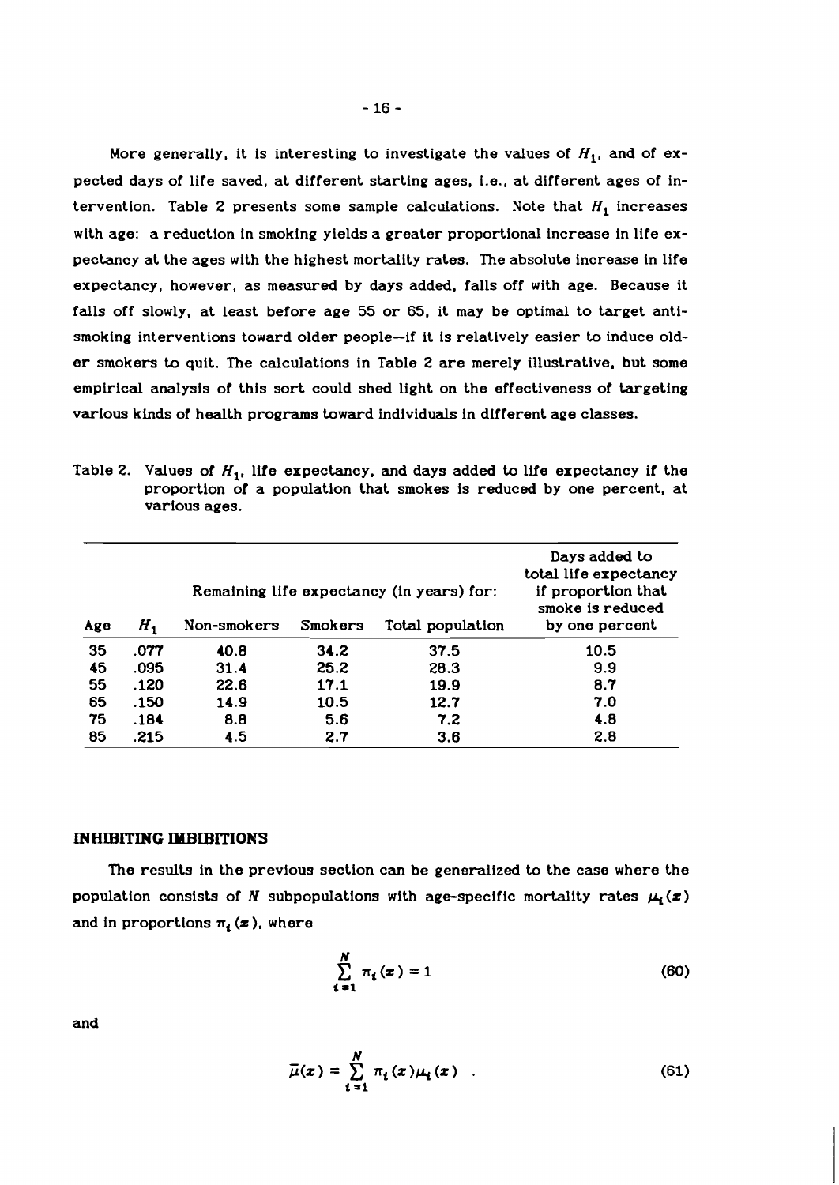More generally, it is interesting to investigate the values of $H_1$, and of expected days of life saved, at different starting ages, i.e., at different ages of intervention. Table 2 presents some sample calculations. Note that $H_1$ increases with age: a reduction in smoking yields a greater proportional increase in life expectancy at the ages with the highest mortality rates. The absolute increase in life expectancy, however, as measured by days added, falls off with age. Because it falls off slowly, at least before age 55 or 65, it may be optimal to target anti-smoking interventions toward older people—if it is relatively easier to induce older smokers to quit. The calculations in Table 2 are merely illustrative, but some empirical analysis of this sort could shed light on the effectiveness of targeting various kinds of health programs toward individuals in different age classes.

Table 2. Values of $H_1$, life expectancy, and days added to life expectancy if the proportion of a population that smokes is reduced by one percent, at various ages.

| Age | $H_1$ | Remaining life expectancy (in years) for: Non-smokers | Smokers | Total population | Days added to total life expectancy if proportion that smoke is reduced by one percent |
|---|---|---|---|---|---|
| 35 | .077 | 40.8 | 34.2 | 37.5 | 10.5 |
| 45 | .095 | 31.4 | 25.2 | 28.3 | 9.9 |
| 55 | .120 | 22.6 | 17.1 | 19.9 | 8.7 |
| 65 | .150 | 14.9 | 10.5 | 12.7 | 7.0 |
| 75 | .184 | 8.8 | 5.6 | 7.2 | 4.8 |
| 85 | .215 | 4.5 | 2.7 | 3.6 | 2.8 |

## INHIBITING IMBIBITIONS

The results in the previous section can be generalized to the case where the population consists of $N$ subpopulations with age-specific mortality rates $\mu_i(x)$ and in proportions $\pi_i(x)$, where

$$\sum_{i=1}^{N} \pi_i(x) = 1 \tag{60}$$

and

$$\bar{\mu}(x) = \sum_{i=1}^{N} \pi_i(x)\mu_i(x) \quad . \tag{61}$$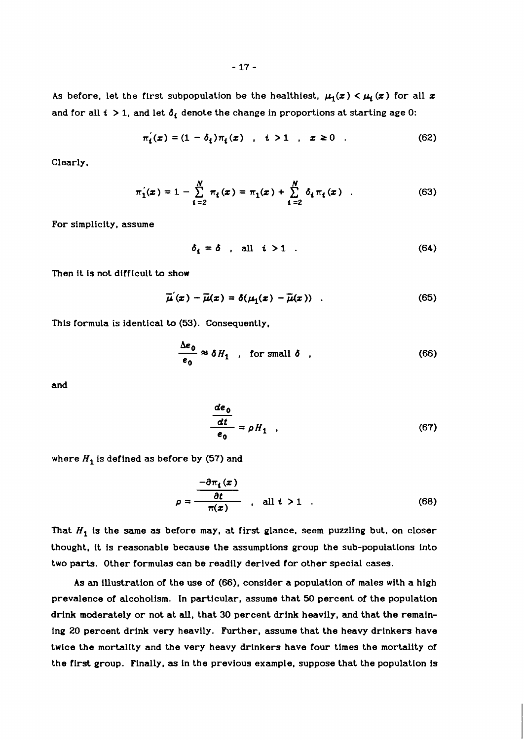As before, let the first subpopulation be the healthiest, $\mu_1(x) < \mu_i(x)$ for all $x$ and for all $i > 1$, and let $\delta_i$ denote the change in proportions at starting age 0:

$$\pi_i'(x) = (1 - \delta_i)\pi_i(x) \quad , \quad i > 1 \quad , \quad x \geq 0 \quad . \tag{62}$$

Clearly,

$$\pi_1'(x) = 1 - \sum_{i=2}^{N} \pi_i(x) = \pi_1(x) + \sum_{i=2}^{N} \delta_i \pi_i(x) \quad . \tag{63}$$

For simplicity, assume

$$\delta_i = \delta \quad , \quad \text{all} \quad i > 1 \quad . \tag{64}$$

Then it is not difficult to show

$$\bar{\mu}'(x) - \bar{\mu}(x) = \delta(\mu_1(x) - \bar{\mu}(x)) \quad . \tag{65}$$

This formula is identical to (53). Consequently,

$$\frac{\Delta e_0}{e_0} \approx \delta H_1 \quad , \quad \text{for small } \delta \quad , \tag{66}$$

and

$$\frac{\dfrac{de_0}{dt}}{e_0} = \rho H_1 \quad , \tag{67}$$

where $H_1$ is defined as before by (57) and

$$\rho = \frac{\dfrac{-\partial \pi_i(x)}{\partial t}}{\pi(x)} \quad , \quad \text{all } i > 1 \quad . \tag{68}$$

That $H_1$ is the same as before may, at first glance, seem puzzling but, on closer thought, it is reasonable because the assumptions group the sub-populations into two parts. Other formulas can be readily derived for other special cases.

As an illustration of the use of (66), consider a population of males with a high prevalence of alcoholism. In particular, assume that 50 percent of the population drink moderately or not at all, that 30 percent drink heavily, and that the remaining 20 percent drink very heavily. Further, assume that the heavy drinkers have twice the mortality and the very heavy drinkers have four times the mortality of the first group. Finally, as in the previous example, suppose that the population is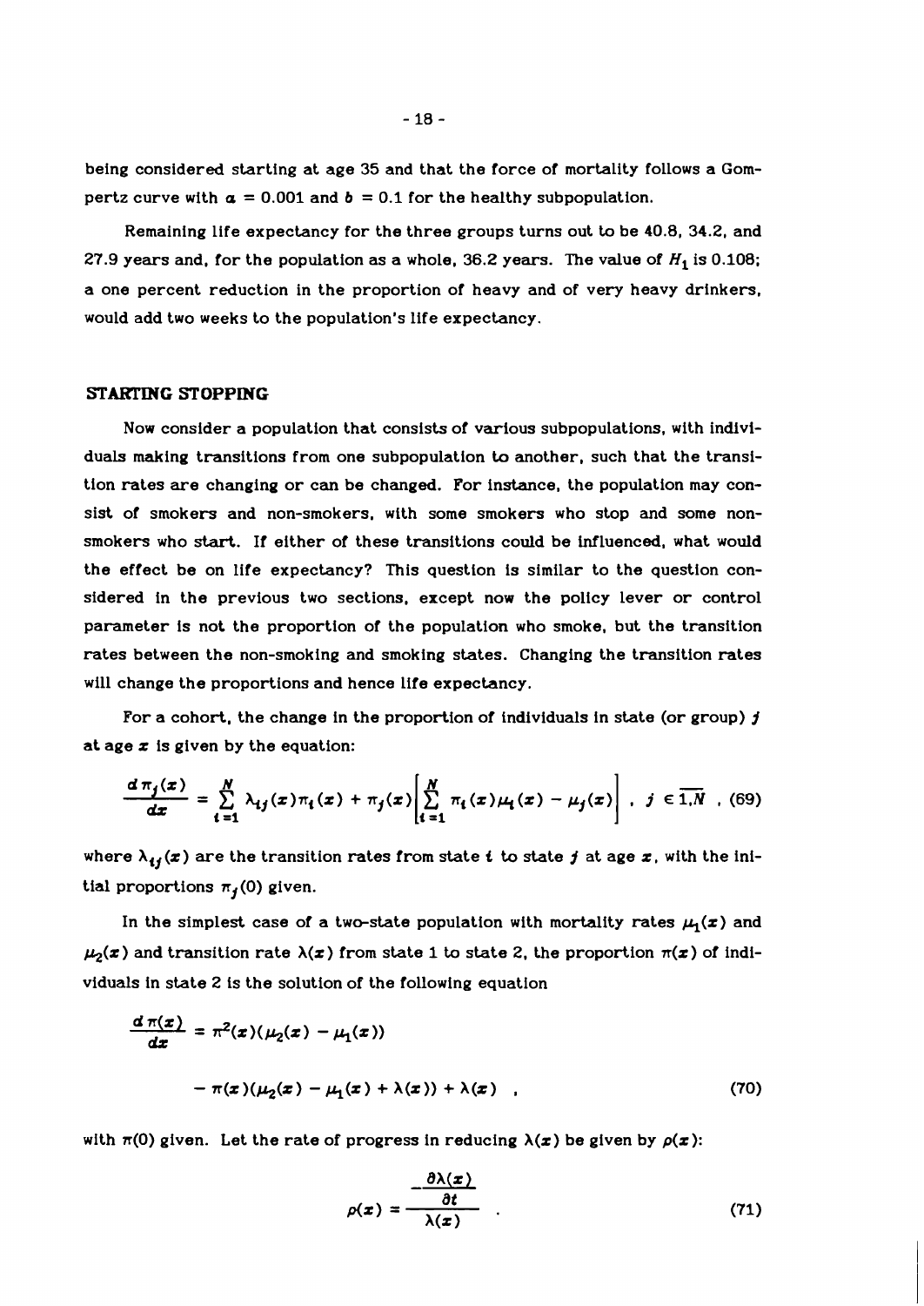being considered starting at age 35 and that the force of mortality follows a Gompertz curve with $a = 0.001$ and $b = 0.1$ for the healthy subpopulation.

Remaining life expectancy for the three groups turns out to be 40.8, 34.2, and 27.9 years and, for the population as a whole, 36.2 years. The value of $H_1$ is 0.108; a one percent reduction in the proportion of heavy and of very heavy drinkers, would add two weeks to the population's life expectancy.

## STARTING STOPPING

Now consider a population that consists of various subpopulations, with individuals making transitions from one subpopulation to another, such that the transition rates are changing or can be changed. For instance, the population may consist of smokers and non-smokers, with some smokers who stop and some non-smokers who start. If either of these transitions could be influenced, what would the effect be on life expectancy? This question is similar to the question considered in the previous two sections, except now the policy lever or control parameter is not the proportion of the population who smoke, but the transition rates between the non-smoking and smoking states. Changing the transition rates will change the proportions and hence life expectancy.

For a cohort, the change in the proportion of individuals in state (or group) $j$ at age $x$ is given by the equation:

$$\frac{d\pi_j(x)}{dx} = \sum_{i=1}^{N} \lambda_{ij}(x)\pi_i(x) + \pi_j(x)\left[\sum_{i=1}^{N} \pi_i(x)\mu_i(x) - \mu_j(x)\right] , \quad j \in \overline{1,N} \quad , \tag{69}$$

where $\lambda_{ij}(x)$ are the transition rates from state $i$ to state $j$ at age $x$, with the initial proportions $\pi_j(0)$ given.

In the simplest case of a two-state population with mortality rates $\mu_1(x)$ and $\mu_2(x)$ and transition rate $\lambda(x)$ from state 1 to state 2, the proportion $\pi(x)$ of individuals in state 2 is the solution of the following equation

$$\frac{d\pi(x)}{dx} = \pi^2(x)(\mu_2(x) - \mu_1(x))$$

$$- \pi(x)(\mu_2(x) - \mu_1(x) + \lambda(x)) + \lambda(x) \quad , \tag{70}$$

with $\pi(0)$ given. Let the rate of progress in reducing $\lambda(x)$ be given by $\rho(x)$:

$$\rho(x) = \frac{-\dfrac{\partial\lambda(x)}{\partial t}}{\lambda(x)} \quad . \tag{71}$$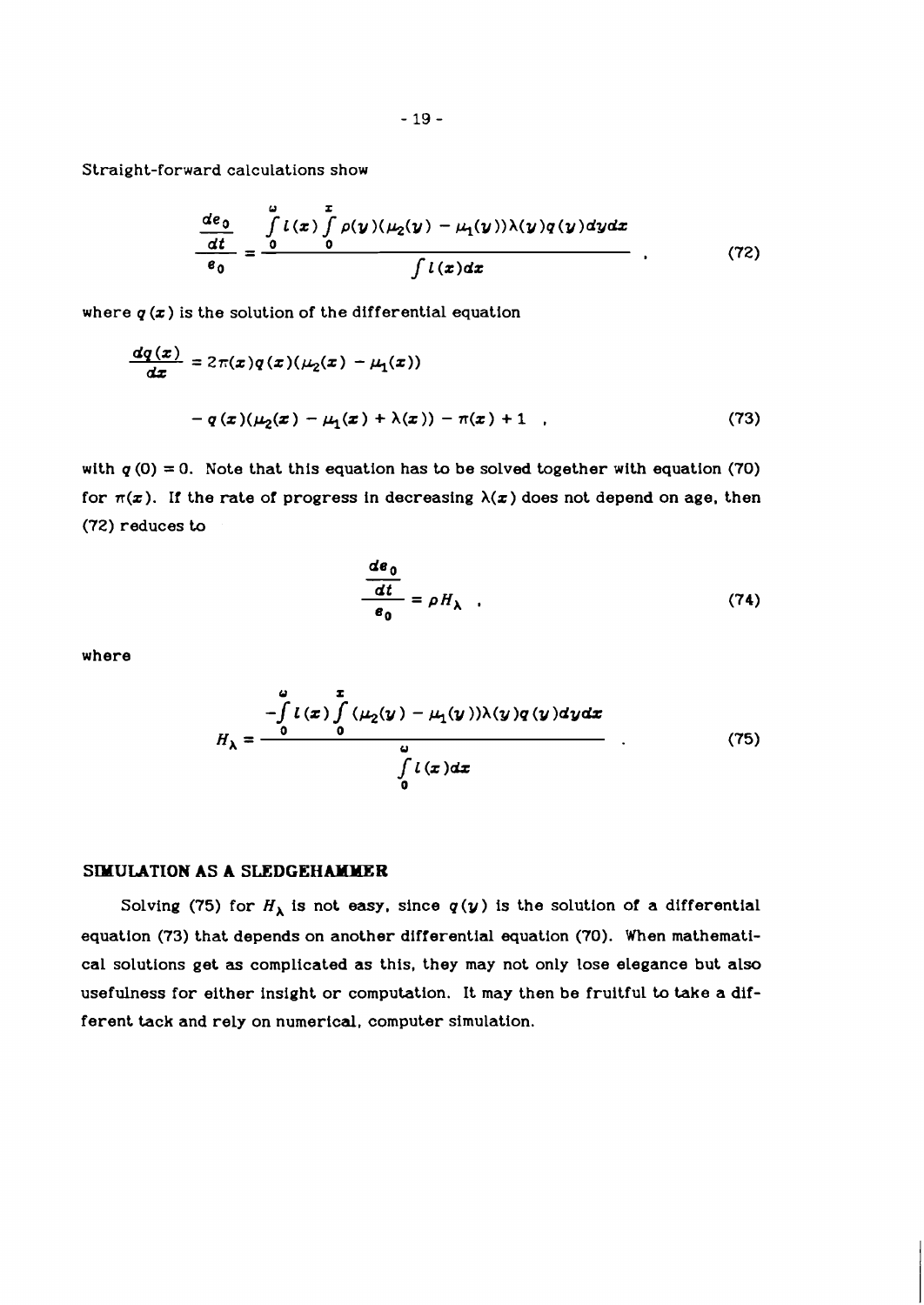Straight-forward calculations show

$$\frac{\frac{de_0}{dt}}{e_0} = \frac{\int_0^{\omega} l(x) \int_0^{x} \rho(y)(\mu_2(y) - \mu_1(y))\lambda(y) q(y) dy dx}{\int l(x) dx} \quad , \tag{72}$$

where $q(x)$ is the solution of the differential equation

$$\frac{dq(x)}{dx} = 2\pi(x) q(x)(\mu_2(x) - \mu_1(x))$$

$$- q(x)(\mu_2(x) - \mu_1(x) + \lambda(x)) - \pi(x) + 1 \quad , \tag{73}$$

with $q(0) = 0$. Note that this equation has to be solved together with equation (70) for $\pi(x)$. If the rate of progress in decreasing $\lambda(x)$ does not depend on age, then (72) reduces to

$$\frac{\frac{de_0}{dt}}{e_0} = \rho H_{\lambda} \quad , \tag{74}$$

where

$$H_{\lambda} = \frac{-\int_0^{\omega} l(x) \int_0^{x} (\mu_2(y) - \mu_1(y))\lambda(y) q(y) dy dx}{\int_0^{\omega} l(x) dx} \quad . \tag{75}$$

## SIMULATION AS A SLEDGEHAMMER

Solving (75) for $H_{\lambda}$ is not easy, since $q(y)$ is the solution of a differential equation (73) that depends on another differential equation (70). When mathematical solutions get as complicated as this, they may not only lose elegance but also usefulness for either insight or computation. It may then be fruitful to take a different tack and rely on numerical, computer simulation.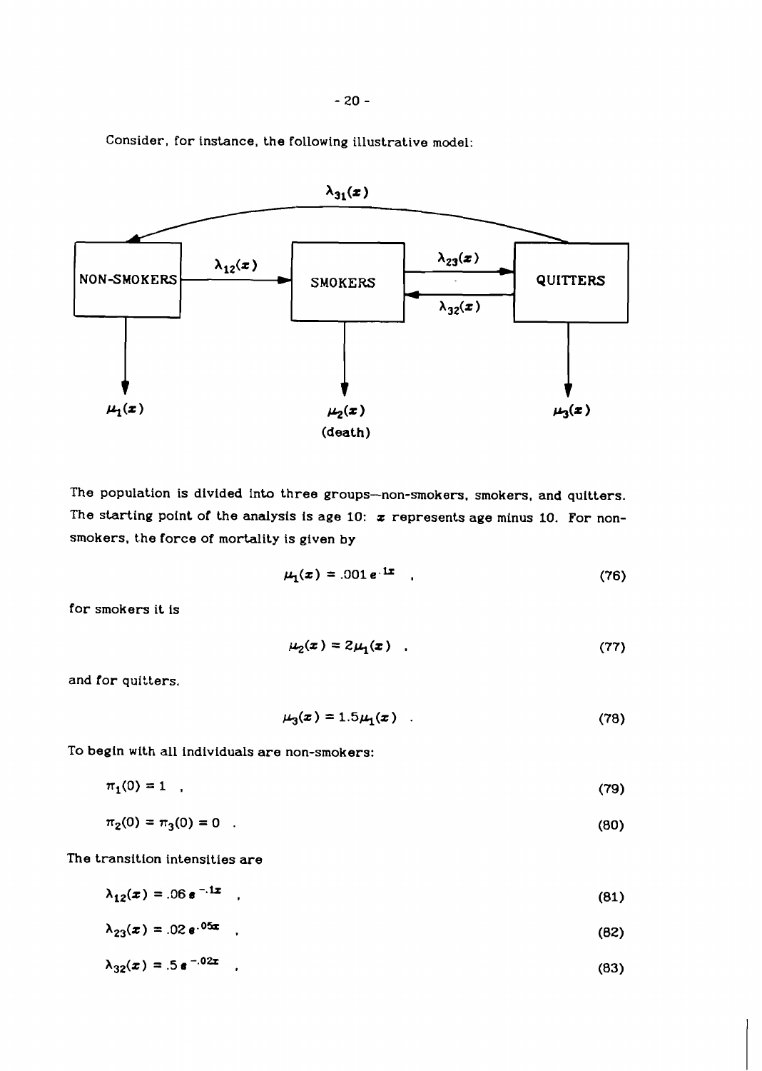Consider, for instance, the following illustrative model:

The population is divided into three groups—non-smokers, smokers, and quitters. The starting point of the analysis is age 10: $x$ represents age minus 10. For non-smokers, the force of mortality is given by

$$\mu_1(x) = .001\, e^{.1x} \quad , \tag{76}$$

for smokers it is

$$\mu_2(x) = 2\mu_1(x) \quad , \tag{77}$$

and for quitters,

$$\mu_3(x) = 1.5\mu_1(x) \quad . \tag{78}$$

To begin with all individuals are non-smokers:

$$\pi_1(0) = 1 \quad , \tag{79}$$

$$\pi_2(0) = \pi_3(0) = 0 \quad . \tag{80}$$

The transition intensities are

$$\lambda_{12}(x) = .06\, e^{-.1x} \quad , \tag{81}$$

$$\lambda_{23}(x) = .02\, e^{.05x} \quad , \tag{82}$$

$$\lambda_{32}(x) = .5\, e^{-.02x} \quad , \tag{83}$$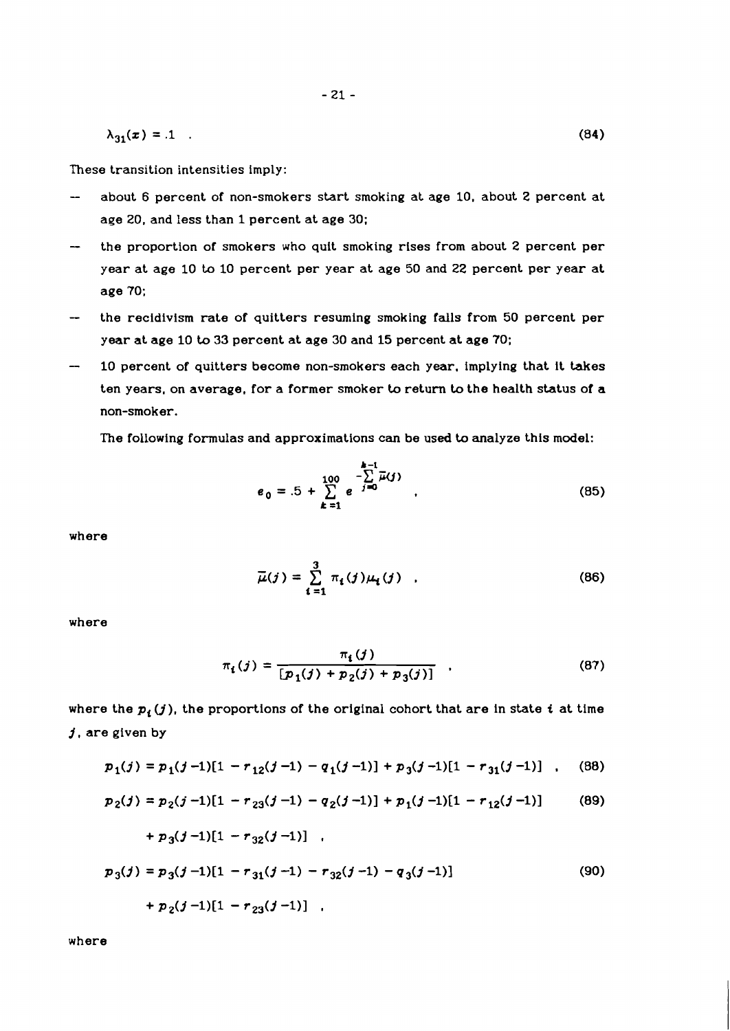$$\lambda_{31}(x) = .1 \quad . \tag{84}$$

These transition intensities imply:

- about 6 percent of non-smokers start smoking at age 10, about 2 percent at age 20, and less than 1 percent at age 30;
- the proportion of smokers who quit smoking rises from about 2 percent per year at age 10 to 10 percent per year at age 50 and 22 percent per year at age 70;
- the recidivism rate of quitters resuming smoking falls from 50 percent per year at age 10 to 33 percent at age 30 and 15 percent at age 70;
- 10 percent of quitters become non-smokers each year, implying that it takes ten years, on average, for a former smoker to return to the health status of a non-smoker.

The following formulas and approximations can be used to analyze this model:

$$e_0 = .5 + \sum_{k=1}^{100} e^{-\sum_{j=0}^{k-1} \bar{\mu}(j)} \quad , \tag{85}$$

where

$$\bar{\mu}(j) = \sum_{i=1}^{3} \pi_i(j)\mu_i(j) \quad , \tag{86}$$

where

$$\pi_i(j) = \frac{\pi_i(j)}{[p_1(j) + p_2(j) + p_3(j)]} \quad , \tag{87}$$

where the $p_i(j)$, the proportions of the original cohort that are in state $i$ at time $j$, are given by

$$p_1(j) = p_1(j-1)[1 - r_{12}(j-1) - q_1(j-1)] + p_3(j-1)[1 - r_{31}(j-1)] \quad , \tag{88}$$

$$p_2(j) = p_2(j-1)[1 - r_{23}(j-1) - q_2(j-1)] + p_1(j-1)[1 - r_{12}(j-1)] \tag{89}$$

$$+ p_3(j-1)[1 - r_{32}(j-1)] \quad ,$$

$$p_3(j) = p_3(j-1)[1 - r_{31}(j-1) - r_{32}(j-1) - q_3(j-1)] \tag{90}$$

$$+ p_2(j-1)[1 - r_{23}(j-1)] \quad ,$$

where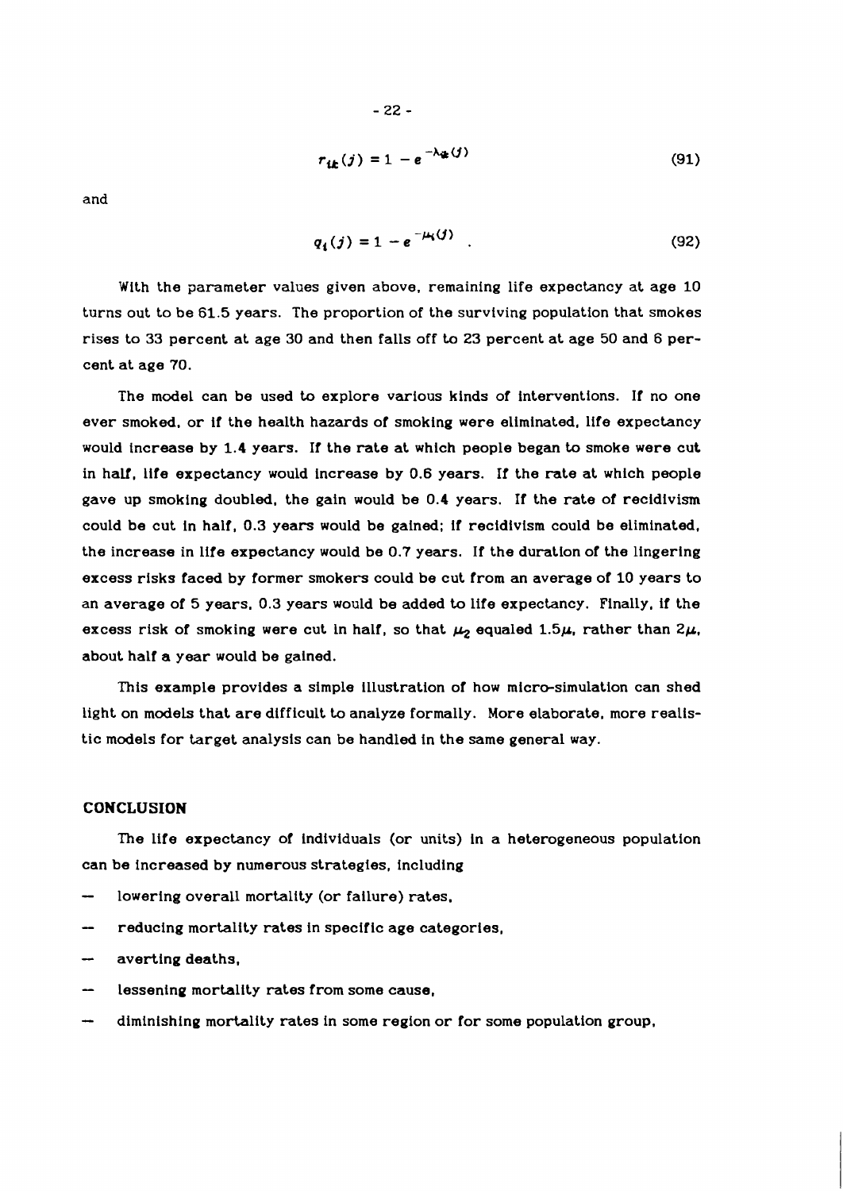$$r_{ik}(j) = 1 - e^{-\lambda_{ik}(j)} \tag{91}$$

and

$$q_i(j) = 1 - e^{-\mu_i(j)} \quad . \tag{92}$$

With the parameter values given above, remaining life expectancy at age 10 turns out to be 61.5 years. The proportion of the surviving population that smokes rises to 33 percent at age 30 and then falls off to 23 percent at age 50 and 6 percent at age 70.

The model can be used to explore various kinds of interventions. If no one ever smoked, or if the health hazards of smoking were eliminated, life expectancy would increase by 1.4 years. If the rate at which people began to smoke were cut in half, life expectancy would increase by 0.6 years. If the rate at which people gave up smoking doubled, the gain would be 0.4 years. If the rate of recidivism could be cut in half, 0.3 years would be gained; if recidivism could be eliminated, the increase in life expectancy would be 0.7 years. If the duration of the lingering excess risks faced by former smokers could be cut from an average of 10 years to an average of 5 years, 0.3 years would be added to life expectancy. Finally, if the excess risk of smoking were cut in half, so that $\mu_2$ equaled $1.5\mu$, rather than $2\mu$, about half a year would be gained.

This example provides a simple illustration of how micro-simulation can shed light on models that are difficult to analyze formally. More elaborate, more realistic models for target analysis can be handled in the same general way.

## CONCLUSION

The life expectancy of individuals (or units) in a heterogeneous population can be increased by numerous strategies, including

- lowering overall mortality (or failure) rates,
- reducing mortality rates in specific age categories,
- averting deaths,
- lessening mortality rates from some cause,
- diminishing mortality rates in some region or for some population group,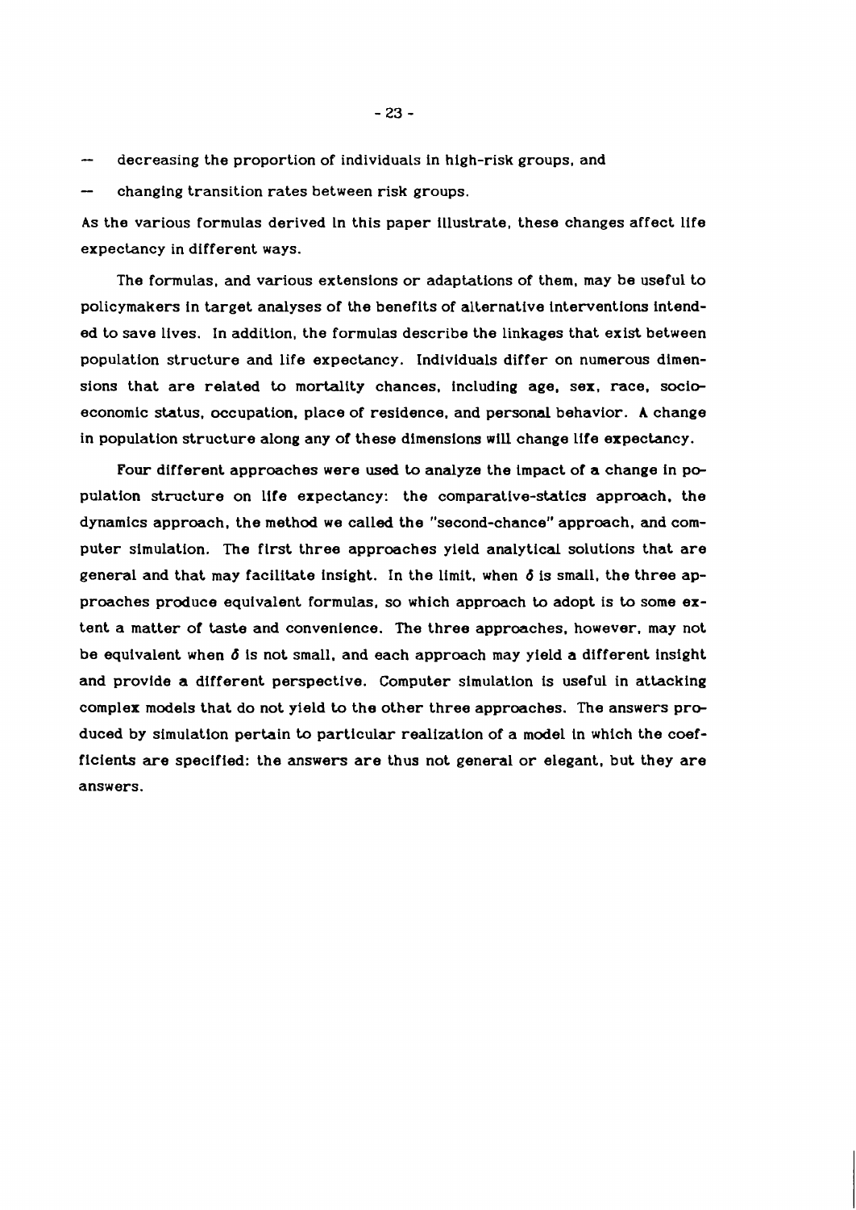- decreasing the proportion of individuals in high-risk groups, and
- changing transition rates between risk groups.

As the various formulas derived in this paper illustrate, these changes affect life expectancy in different ways.

The formulas, and various extensions or adaptations of them, may be useful to policymakers in target analyses of the benefits of alternative interventions intended to save lives. In addition, the formulas describe the linkages that exist between population structure and life expectancy. Individuals differ on numerous dimensions that are related to mortality chances, including age, sex, race, socioeconomic status, occupation, place of residence, and personal behavior. A change in population structure along any of these dimensions will change life expectancy.

Four different approaches were used to analyze the impact of a change in population structure on life expectancy: the comparative-statics approach, the dynamics approach, the method we called the "second-chance" approach, and computer simulation. The first three approaches yield analytical solutions that are general and that may facilitate insight. In the limit, when $\delta$ is small, the three approaches produce equivalent formulas, so which approach to adopt is to some extent a matter of taste and convenience. The three approaches, however, may not be equivalent when $\delta$ is not small, and each approach may yield a different insight and provide a different perspective. Computer simulation is useful in attacking complex models that do not yield to the other three approaches. The answers produced by simulation pertain to particular realization of a model in which the coefficients are specified: the answers are thus not general or elegant, but they are answers.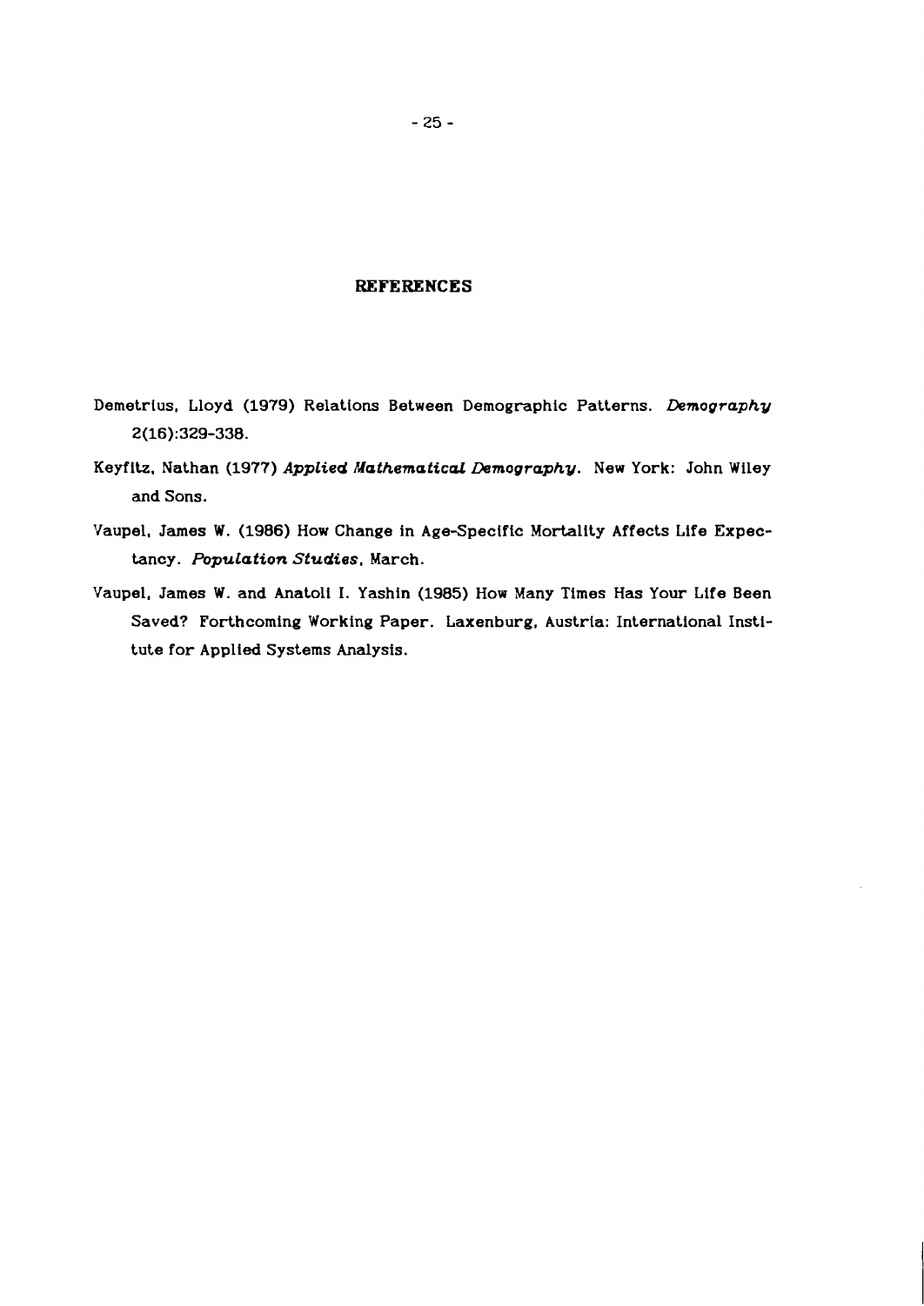## REFERENCES

Demetrius, Lloyd (1979) Relations Between Demographic Patterns. *Demography* 2(16):329-338.

Keyfitz, Nathan (1977) *Applied Mathematical Demography*. New York: John Wiley and Sons.

Vaupel, James W. (1986) How Change in Age-Specific Mortality Affects Life Expectancy. *Population Studies*, March.

Vaupel, James W. and Anatoli I. Yashin (1985) How Many Times Has Your Life Been Saved? Forthcoming Working Paper. Laxenburg, Austria: International Institute for Applied Systems Analysis.